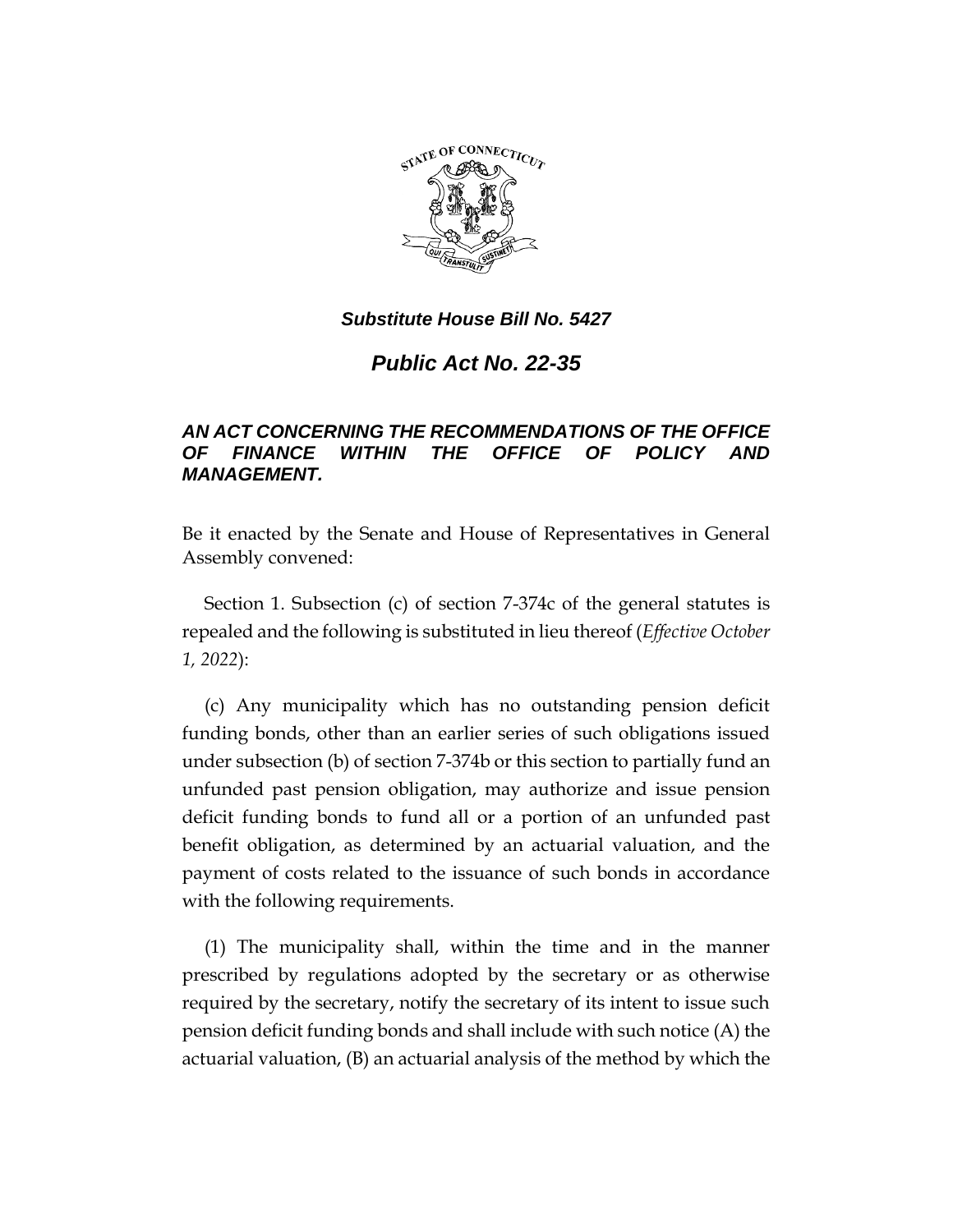*Substitute House Bill No. 5427*

# *Public Act No. 22-35*

## *AN ACT CONCERNING THE RECOMMENDATIONS OF THE OFFICE OF FINANCE WITHIN THE OFFICE OF POLICY AND MANAGEMENT.*

Be it enacted by the Senate and House of Representatives in General Assembly convened:

Section 1. Subsection (c) of section 7-374c of the general statutes is repealed and the following is substituted in lieu thereof (*Effective October 1, 2022*):

(c) Any municipality which has no outstanding pension deficit funding bonds, other than an earlier series of such obligations issued under subsection (b) of section 7-374b or this section to partially fund an unfunded past pension obligation, may authorize and issue pension deficit funding bonds to fund all or a portion of an unfunded past benefit obligation, as determined by an actuarial valuation, and the payment of costs related to the issuance of such bonds in accordance with the following requirements.

(1) The municipality shall, within the time and in the manner prescribed by regulations adopted by the secretary or as otherwise required by the secretary, notify the secretary of its intent to issue such pension deficit funding bonds and shall include with such notice (A) the actuarial valuation, (B) an actuarial analysis of the method by which the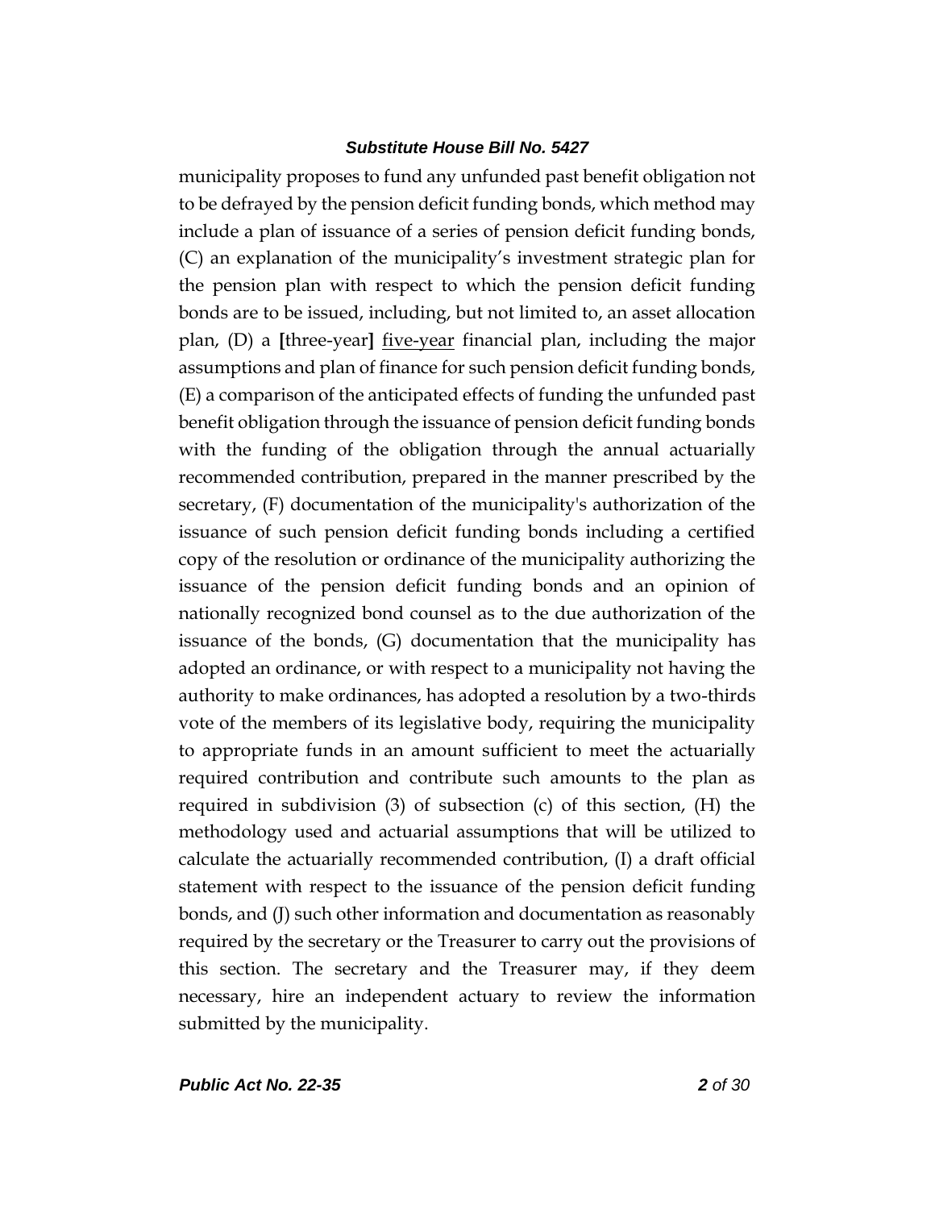municipality proposes to fund any unfunded past benefit obligation not to be defrayed by the pension deficit funding bonds, which method may include a plan of issuance of a series of pension deficit funding bonds, (C) an explanation of the municipality's investment strategic plan for the pension plan with respect to which the pension deficit funding bonds are to be issued, including, but not limited to, an asset allocation plan, (D) a [three-year] <u>five-year</u> financial plan, including the major assumptions and plan of finance for such pension deficit funding bonds, (E) a comparison of the anticipated effects of funding the unfunded past benefit obligation through the issuance of pension deficit funding bonds with the funding of the obligation through the annual actuarially recommended contribution, prepared in the manner prescribed by the secretary, (F) documentation of the municipality's authorization of the issuance of such pension deficit funding bonds including a certified copy of the resolution or ordinance of the municipality authorizing the issuance of the pension deficit funding bonds and an opinion of nationally recognized bond counsel as to the due authorization of the issuance of the bonds, (G) documentation that the municipality has adopted an ordinance, or with respect to a municipality not having the authority to make ordinances, has adopted a resolution by a two-thirds vote of the members of its legislative body, requiring the municipality to appropriate funds in an amount sufficient to meet the actuarially required contribution and contribute such amounts to the plan as required in subdivision (3) of subsection (c) of this section, (H) the methodology used and actuarial assumptions that will be utilized to calculate the actuarially recommended contribution, (I) a draft official statement with respect to the issuance of the pension deficit funding bonds, and (J) such other information and documentation as reasonably required by the secretary or the Treasurer to carry out the provisions of this section. The secretary and the Treasurer may, if they deem necessary, hire an independent actuary to review the information submitted by the municipality.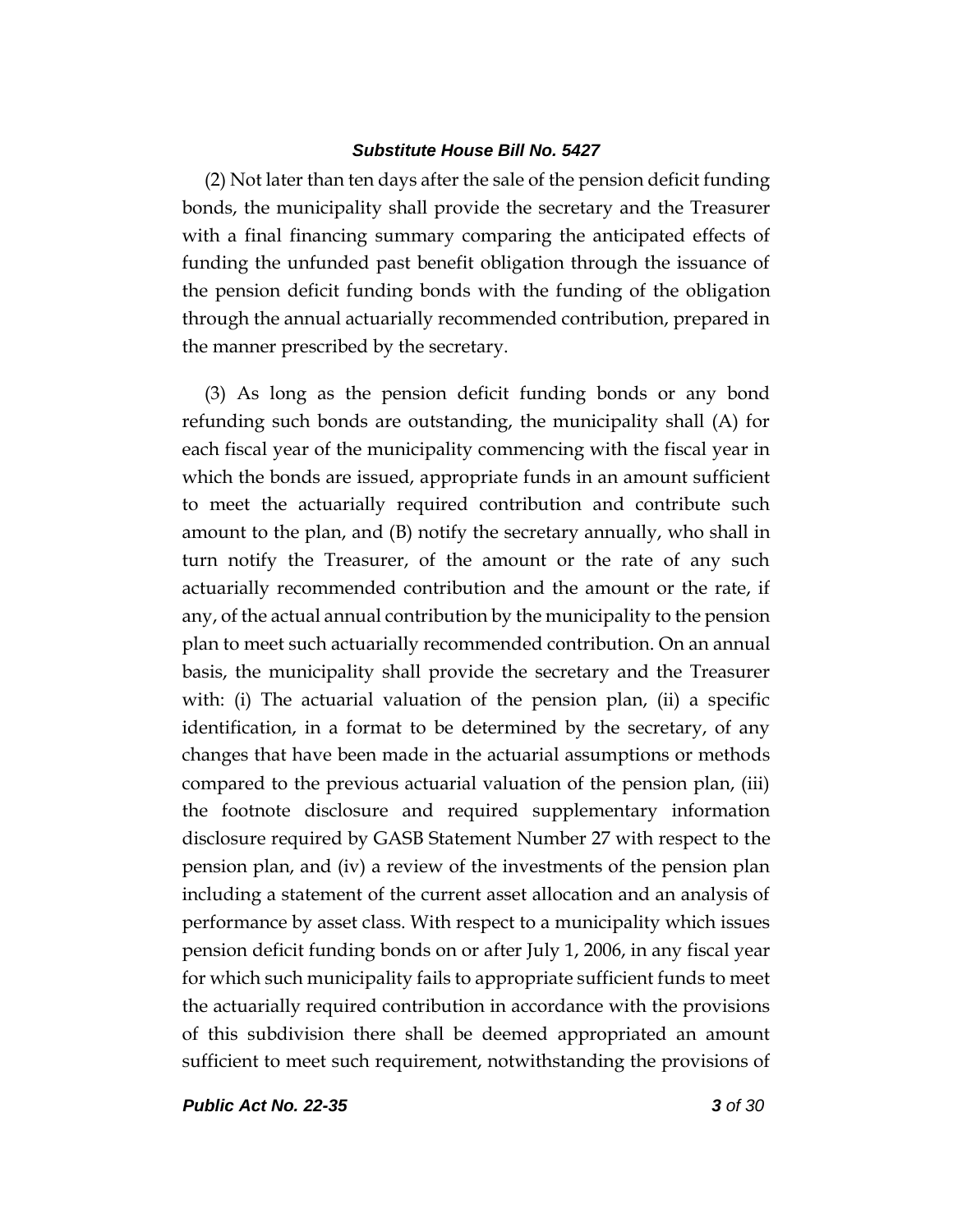(2) Not later than ten days after the sale of the pension deficit funding bonds, the municipality shall provide the secretary and the Treasurer with a final financing summary comparing the anticipated effects of funding the unfunded past benefit obligation through the issuance of the pension deficit funding bonds with the funding of the obligation through the annual actuarially recommended contribution, prepared in the manner prescribed by the secretary.

(3) As long as the pension deficit funding bonds or any bond refunding such bonds are outstanding, the municipality shall (A) for each fiscal year of the municipality commencing with the fiscal year in which the bonds are issued, appropriate funds in an amount sufficient to meet the actuarially required contribution and contribute such amount to the plan, and (B) notify the secretary annually, who shall in turn notify the Treasurer, of the amount or the rate of any such actuarially recommended contribution and the amount or the rate, if any, of the actual annual contribution by the municipality to the pension plan to meet such actuarially recommended contribution. On an annual basis, the municipality shall provide the secretary and the Treasurer with: (i) The actuarial valuation of the pension plan, (ii) a specific identification, in a format to be determined by the secretary, of any changes that have been made in the actuarial assumptions or methods compared to the previous actuarial valuation of the pension plan, (iii) the footnote disclosure and required supplementary information disclosure required by GASB Statement Number 27 with respect to the pension plan, and (iv) a review of the investments of the pension plan including a statement of the current asset allocation and an analysis of performance by asset class. With respect to a municipality which issues pension deficit funding bonds on or after July 1, 2006, in any fiscal year for which such municipality fails to appropriate sufficient funds to meet the actuarially required contribution in accordance with the provisions of this subdivision there shall be deemed appropriated an amount sufficient to meet such requirement, notwithstanding the provisions of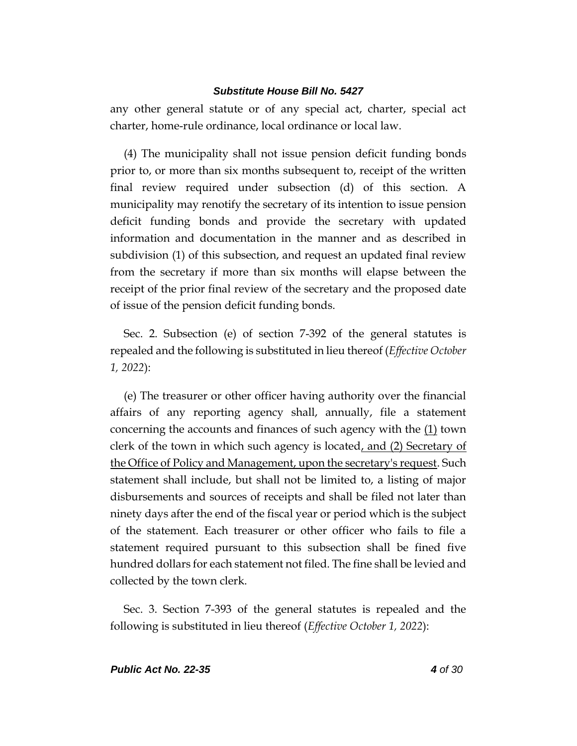any other general statute or of any special act, charter, special act charter, home-rule ordinance, local ordinance or local law.

(4) The municipality shall not issue pension deficit funding bonds prior to, or more than six months subsequent to, receipt of the written final review required under subsection (d) of this section. A municipality may renotify the secretary of its intention to issue pension deficit funding bonds and provide the secretary with updated information and documentation in the manner and as described in subdivision (1) of this subsection, and request an updated final review from the secretary if more than six months will elapse between the receipt of the prior final review of the secretary and the proposed date of issue of the pension deficit funding bonds.

Sec. 2. Subsection (e) of section 7-392 of the general statutes is repealed and the following is substituted in lieu thereof (*Effective October 1, 2022*):

(e) The treasurer or other officer having authority over the financial affairs of any reporting agency shall, annually, file a statement concerning the accounts and finances of such agency with the <u>(1)</u> town clerk of the town in which such agency is located<u>, and (2) Secretary of the Office of Policy and Management, upon the secretary's request</u>. Such statement shall include, but shall not be limited to, a listing of major disbursements and sources of receipts and shall be filed not later than ninety days after the end of the fiscal year or period which is the subject of the statement. Each treasurer or other officer who fails to file a statement required pursuant to this subsection shall be fined five hundred dollars for each statement not filed. The fine shall be levied and collected by the town clerk.

Sec. 3. Section 7-393 of the general statutes is repealed and the following is substituted in lieu thereof (*Effective October 1, 2022*):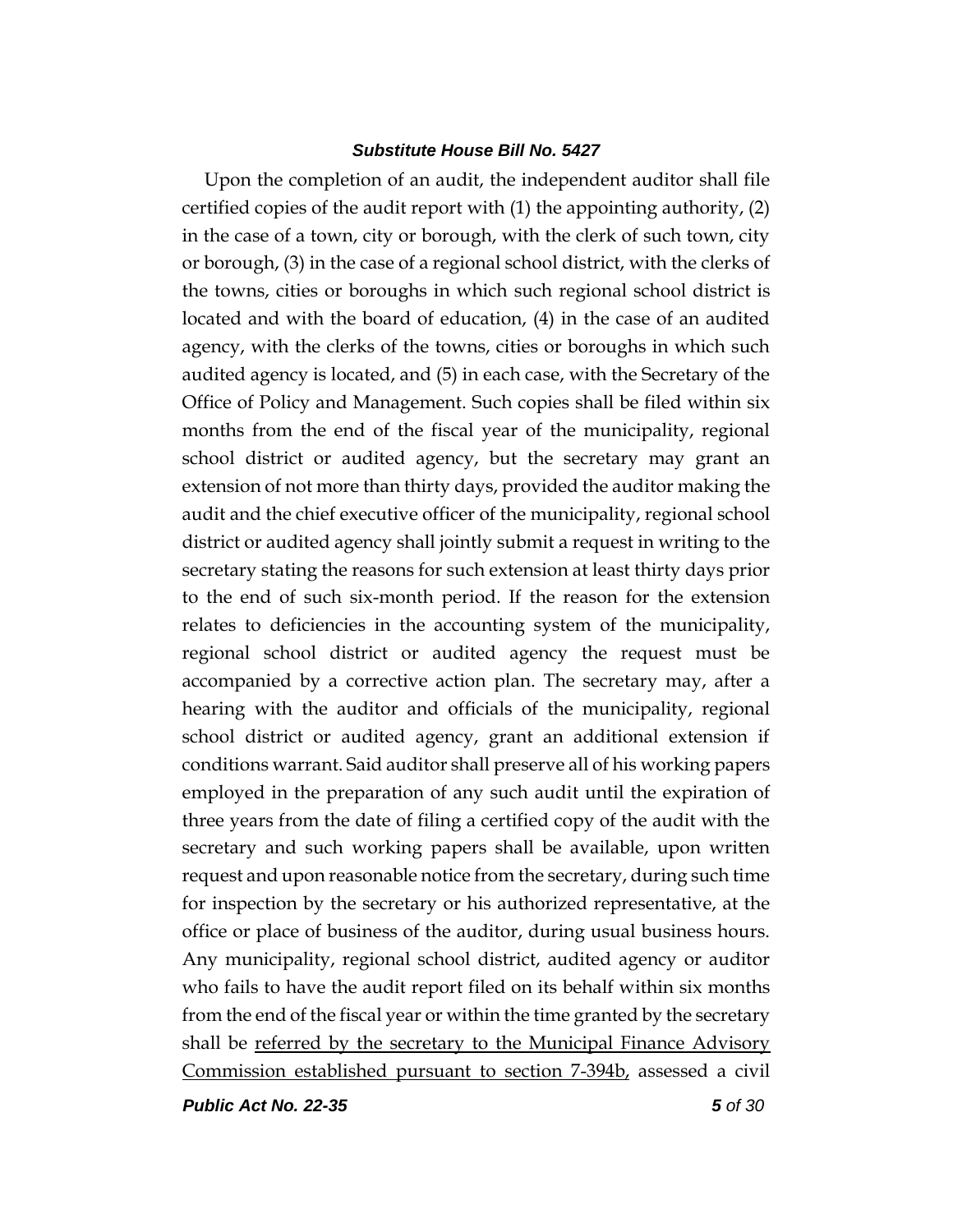Upon the completion of an audit, the independent auditor shall file certified copies of the audit report with (1) the appointing authority, (2) in the case of a town, city or borough, with the clerk of such town, city or borough, (3) in the case of a regional school district, with the clerks of the towns, cities or boroughs in which such regional school district is located and with the board of education, (4) in the case of an audited agency, with the clerks of the towns, cities or boroughs in which such audited agency is located, and (5) in each case, with the Secretary of the Office of Policy and Management. Such copies shall be filed within six months from the end of the fiscal year of the municipality, regional school district or audited agency, but the secretary may grant an extension of not more than thirty days, provided the auditor making the audit and the chief executive officer of the municipality, regional school district or audited agency shall jointly submit a request in writing to the secretary stating the reasons for such extension at least thirty days prior to the end of such six-month period. If the reason for the extension relates to deficiencies in the accounting system of the municipality, regional school district or audited agency the request must be accompanied by a corrective action plan. The secretary may, after a hearing with the auditor and officials of the municipality, regional school district or audited agency, grant an additional extension if conditions warrant. Said auditor shall preserve all of his working papers employed in the preparation of any such audit until the expiration of three years from the date of filing a certified copy of the audit with the secretary and such working papers shall be available, upon written request and upon reasonable notice from the secretary, during such time for inspection by the secretary or his authorized representative, at the office or place of business of the auditor, during usual business hours. Any municipality, regional school district, audited agency or auditor who fails to have the audit report filed on its behalf within six months from the end of the fiscal year or within the time granted by the secretary shall be <u>referred by the secretary to the Municipal Finance Advisory Commission established pursuant to section 7-394b,</u> assessed a civil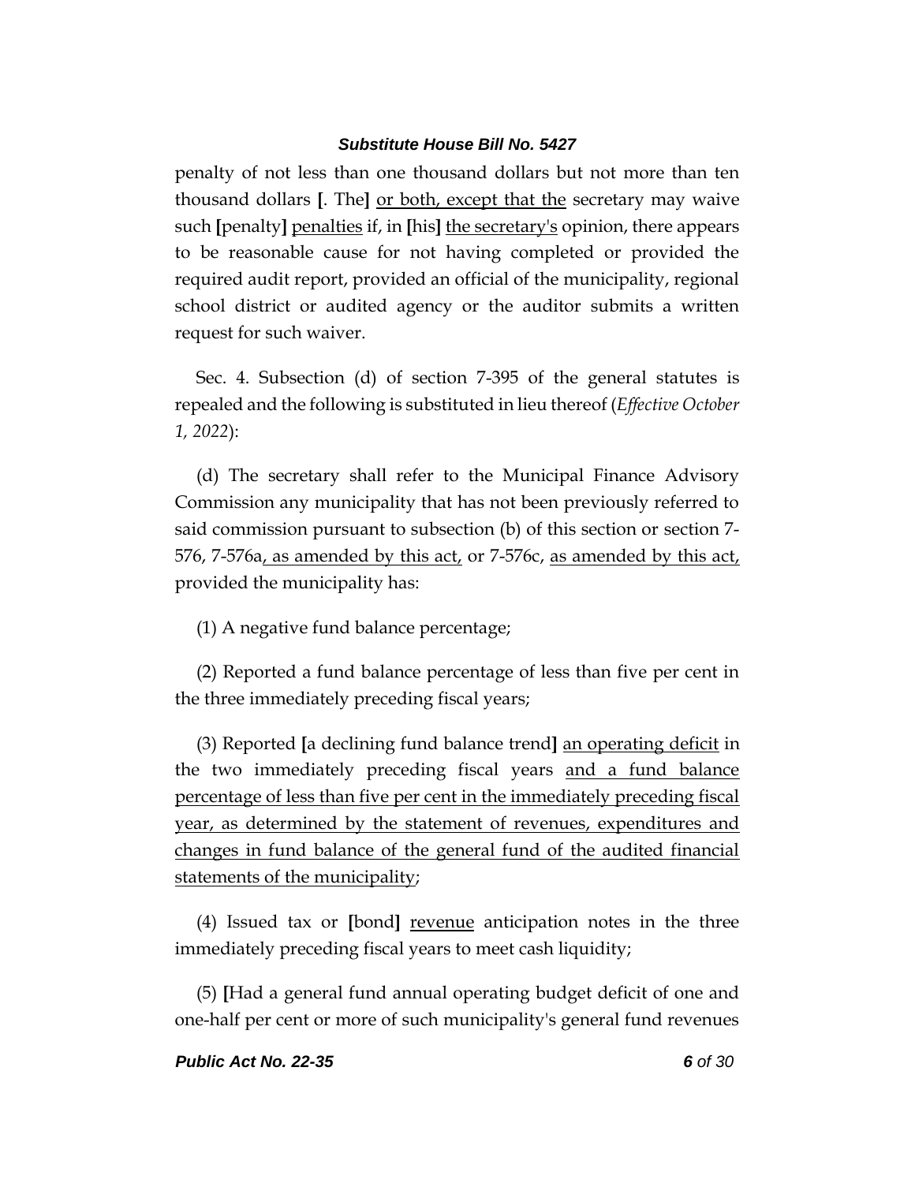penalty of not less than one thousand dollars but not more than ten thousand dollars [. The] or both, except that the secretary may waive such [penalty] penalties if, in [his] the secretary's opinion, there appears to be reasonable cause for not having completed or provided the required audit report, provided an official of the municipality, regional school district or audited agency or the auditor submits a written request for such waiver.

Sec. 4. Subsection (d) of section 7-395 of the general statutes is repealed and the following is substituted in lieu thereof (*Effective October 1, 2022*):

(d) The secretary shall refer to the Municipal Finance Advisory Commission any municipality that has not been previously referred to said commission pursuant to subsection (b) of this section or section 7-576, 7-576a, as amended by this act, or 7-576c, as amended by this act, provided the municipality has:

(1) A negative fund balance percentage;

(2) Reported a fund balance percentage of less than five per cent in the three immediately preceding fiscal years;

(3) Reported [a declining fund balance trend] an operating deficit in the two immediately preceding fiscal years and a fund balance percentage of less than five per cent in the immediately preceding fiscal year, as determined by the statement of revenues, expenditures and changes in fund balance of the general fund of the audited financial statements of the municipality;

(4) Issued tax or [bond] revenue anticipation notes in the three immediately preceding fiscal years to meet cash liquidity;

(5) [Had a general fund annual operating budget deficit of one and one-half per cent or more of such municipality's general fund revenues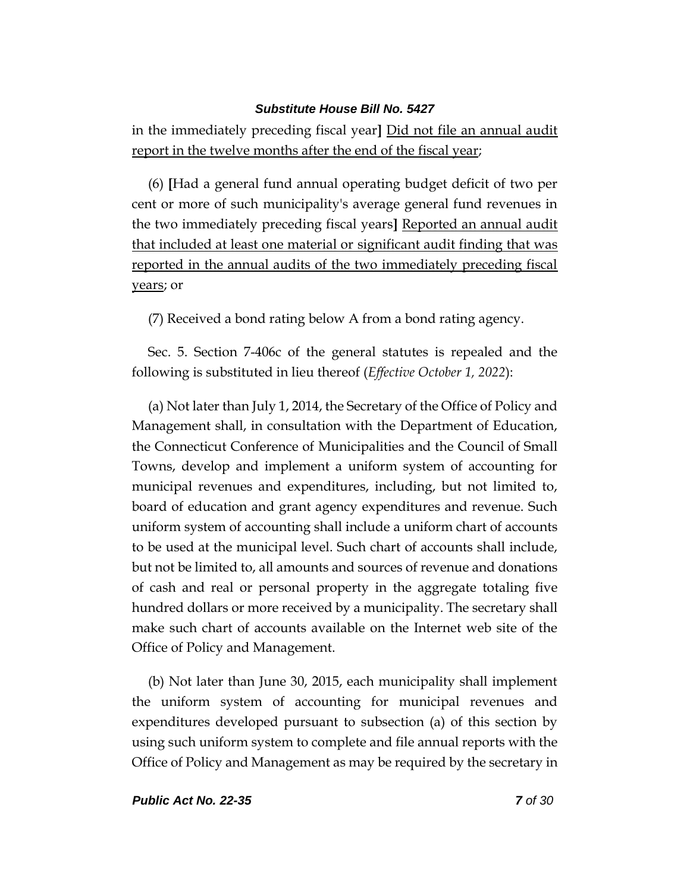in the immediately preceding fiscal year**]** <u>Did not file an annual audit report in the twelve months after the end of the fiscal year</u>;

(6) **[**Had a general fund annual operating budget deficit of two per cent or more of such municipality's average general fund revenues in the two immediately preceding fiscal years**]** <u>Reported an annual audit that included at least one material or significant audit finding that was reported in the annual audits of the two immediately preceding fiscal years</u>; or

(7) Received a bond rating below A from a bond rating agency.

Sec. 5. Section 7-406c of the general statutes is repealed and the following is substituted in lieu thereof (*Effective October 1, 2022*):

(a) Not later than July 1, 2014, the Secretary of the Office of Policy and Management shall, in consultation with the Department of Education, the Connecticut Conference of Municipalities and the Council of Small Towns, develop and implement a uniform system of accounting for municipal revenues and expenditures, including, but not limited to, board of education and grant agency expenditures and revenue. Such uniform system of accounting shall include a uniform chart of accounts to be used at the municipal level. Such chart of accounts shall include, but not be limited to, all amounts and sources of revenue and donations of cash and real or personal property in the aggregate totaling five hundred dollars or more received by a municipality. The secretary shall make such chart of accounts available on the Internet web site of the Office of Policy and Management.

(b) Not later than June 30, 2015, each municipality shall implement the uniform system of accounting for municipal revenues and expenditures developed pursuant to subsection (a) of this section by using such uniform system to complete and file annual reports with the Office of Policy and Management as may be required by the secretary in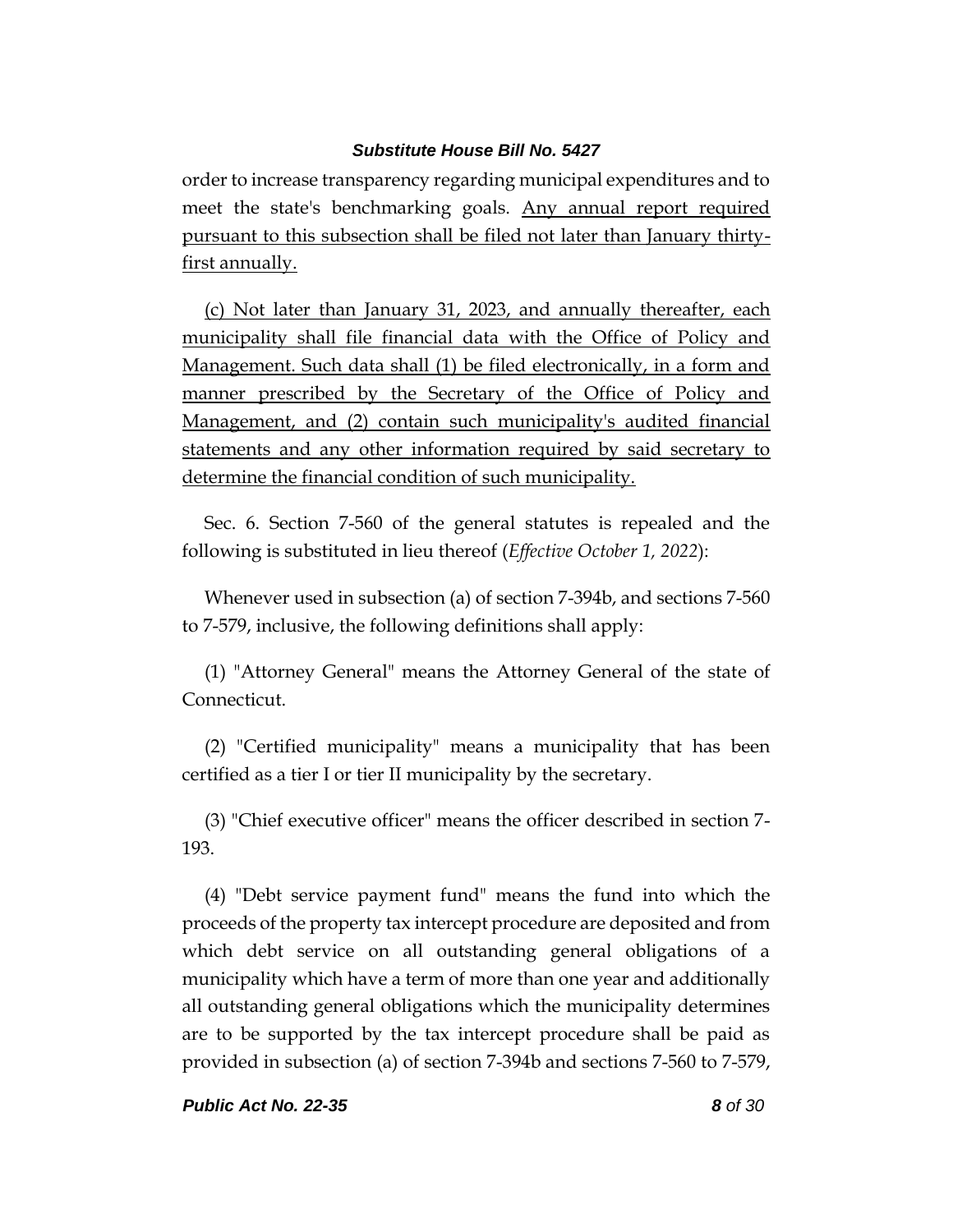order to increase transparency regarding municipal expenditures and to meet the state's benchmarking goals. Any annual report required pursuant to this subsection shall be filed not later than January thirty-first annually.

(c) Not later than January 31, 2023, and annually thereafter, each municipality shall file financial data with the Office of Policy and Management. Such data shall (1) be filed electronically, in a form and manner prescribed by the Secretary of the Office of Policy and Management, and (2) contain such municipality's audited financial statements and any other information required by said secretary to determine the financial condition of such municipality.

Sec. 6. Section 7-560 of the general statutes is repealed and the following is substituted in lieu thereof (*Effective October 1, 2022*):

Whenever used in subsection (a) of section 7-394b, and sections 7-560 to 7-579, inclusive, the following definitions shall apply:

(1) "Attorney General" means the Attorney General of the state of Connecticut.

(2) "Certified municipality" means a municipality that has been certified as a tier I or tier II municipality by the secretary.

(3) "Chief executive officer" means the officer described in section 7-193.

(4) "Debt service payment fund" means the fund into which the proceeds of the property tax intercept procedure are deposited and from which debt service on all outstanding general obligations of a municipality which have a term of more than one year and additionally all outstanding general obligations which the municipality determines are to be supported by the tax intercept procedure shall be paid as provided in subsection (a) of section 7-394b and sections 7-560 to 7-579,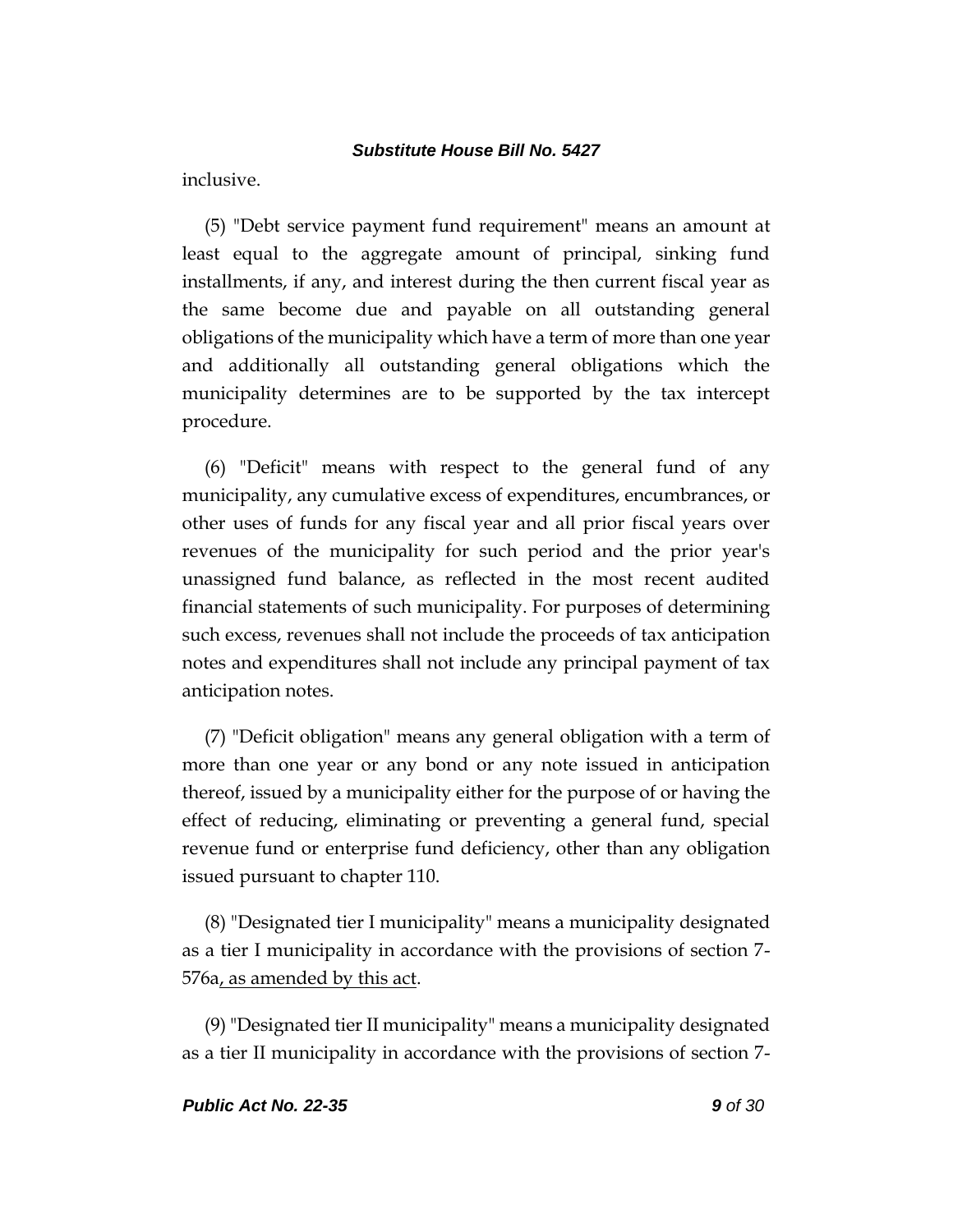inclusive.

(5) "Debt service payment fund requirement" means an amount at least equal to the aggregate amount of principal, sinking fund installments, if any, and interest during the then current fiscal year as the same become due and payable on all outstanding general obligations of the municipality which have a term of more than one year and additionally all outstanding general obligations which the municipality determines are to be supported by the tax intercept procedure.

(6) "Deficit" means with respect to the general fund of any municipality, any cumulative excess of expenditures, encumbrances, or other uses of funds for any fiscal year and all prior fiscal years over revenues of the municipality for such period and the prior year's unassigned fund balance, as reflected in the most recent audited financial statements of such municipality. For purposes of determining such excess, revenues shall not include the proceeds of tax anticipation notes and expenditures shall not include any principal payment of tax anticipation notes.

(7) "Deficit obligation" means any general obligation with a term of more than one year or any bond or any note issued in anticipation thereof, issued by a municipality either for the purpose of or having the effect of reducing, eliminating or preventing a general fund, special revenue fund or enterprise fund deficiency, other than any obligation issued pursuant to chapter 110.

(8) "Designated tier I municipality" means a municipality designated as a tier I municipality in accordance with the provisions of section 7-576a<u>, as amended by this act</u>.

(9) "Designated tier II municipality" means a municipality designated as a tier II municipality in accordance with the provisions of section 7-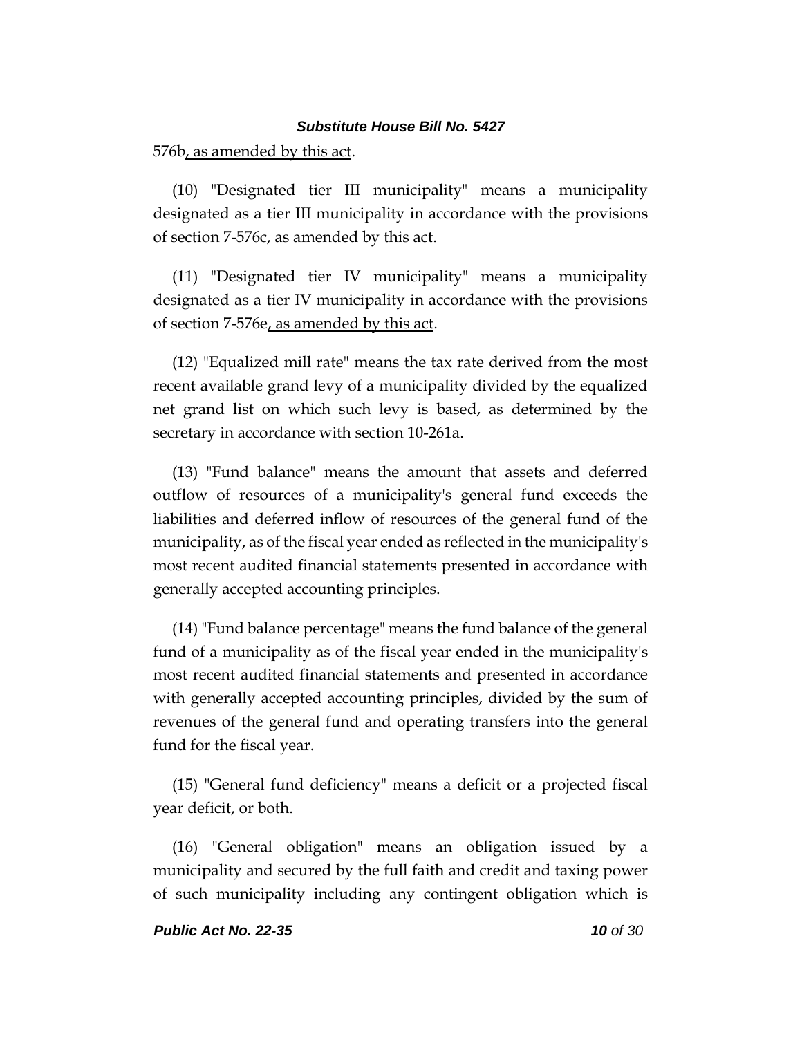576b, as amended by this act.

(10) "Designated tier III municipality" means a municipality designated as a tier III municipality in accordance with the provisions of section 7-576c, as amended by this act.

(11) "Designated tier IV municipality" means a municipality designated as a tier IV municipality in accordance with the provisions of section 7-576e, as amended by this act.

(12) "Equalized mill rate" means the tax rate derived from the most recent available grand levy of a municipality divided by the equalized net grand list on which such levy is based, as determined by the secretary in accordance with section 10-261a.

(13) "Fund balance" means the amount that assets and deferred outflow of resources of a municipality's general fund exceeds the liabilities and deferred inflow of resources of the general fund of the municipality, as of the fiscal year ended as reflected in the municipality's most recent audited financial statements presented in accordance with generally accepted accounting principles.

(14) "Fund balance percentage" means the fund balance of the general fund of a municipality as of the fiscal year ended in the municipality's most recent audited financial statements and presented in accordance with generally accepted accounting principles, divided by the sum of revenues of the general fund and operating transfers into the general fund for the fiscal year.

(15) "General fund deficiency" means a deficit or a projected fiscal year deficit, or both.

(16) "General obligation" means an obligation issued by a municipality and secured by the full faith and credit and taxing power of such municipality including any contingent obligation which is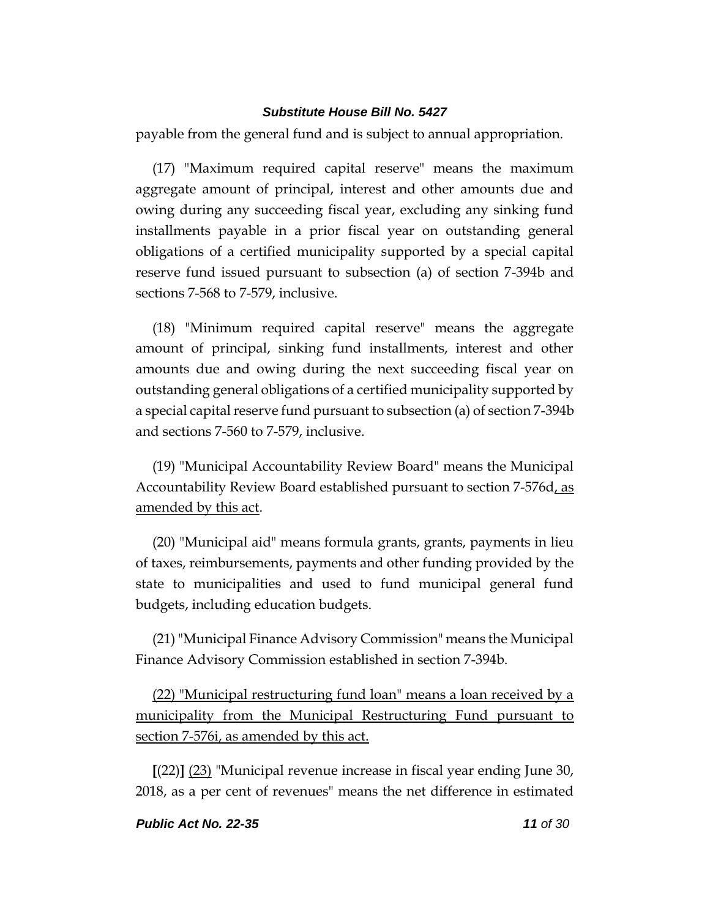payable from the general fund and is subject to annual appropriation.

(17) "Maximum required capital reserve" means the maximum aggregate amount of principal, interest and other amounts due and owing during any succeeding fiscal year, excluding any sinking fund installments payable in a prior fiscal year on outstanding general obligations of a certified municipality supported by a special capital reserve fund issued pursuant to subsection (a) of section 7-394b and sections 7-568 to 7-579, inclusive.

(18) "Minimum required capital reserve" means the aggregate amount of principal, sinking fund installments, interest and other amounts due and owing during the next succeeding fiscal year on outstanding general obligations of a certified municipality supported by a special capital reserve fund pursuant to subsection (a) of section 7-394b and sections 7-560 to 7-579, inclusive.

(19) "Municipal Accountability Review Board" means the Municipal Accountability Review Board established pursuant to section 7-576d<u>, as amended by this act</u>.

(20) "Municipal aid" means formula grants, grants, payments in lieu of taxes, reimbursements, payments and other funding provided by the state to municipalities and used to fund municipal general fund budgets, including education budgets.

(21) "Municipal Finance Advisory Commission" means the Municipal Finance Advisory Commission established in section 7-394b.

<u>(22) "Municipal restructuring fund loan" means a loan received by a municipality from the Municipal Restructuring Fund pursuant to section 7-576i, as amended by this act.</u>

**[**(22)**]** <u>(23)</u> "Municipal revenue increase in fiscal year ending June 30, 2018, as a per cent of revenues" means the net difference in estimated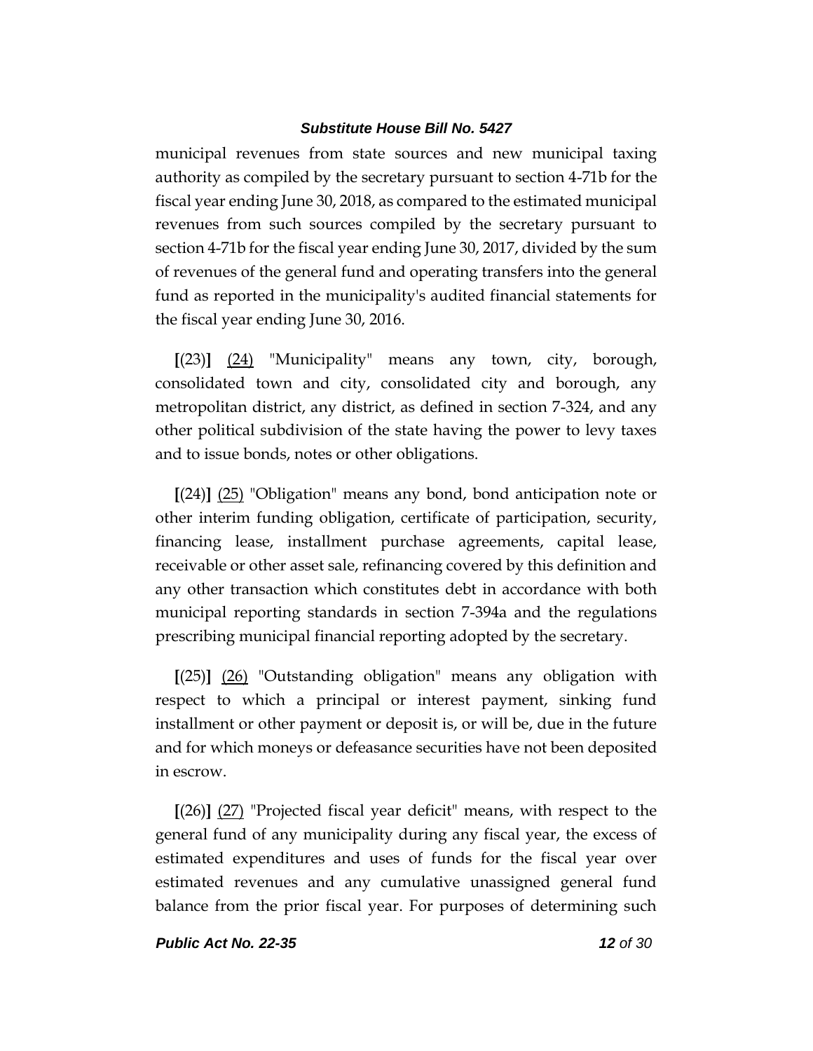municipal revenues from state sources and new municipal taxing authority as compiled by the secretary pursuant to section 4-71b for the fiscal year ending June 30, 2018, as compared to the estimated municipal revenues from such sources compiled by the secretary pursuant to section 4-71b for the fiscal year ending June 30, 2017, divided by the sum of revenues of the general fund and operating transfers into the general fund as reported in the municipality's audited financial statements for the fiscal year ending June 30, 2016.

**[**(23)**]** <u>(24)</u> "Municipality" means any town, city, borough, consolidated town and city, consolidated city and borough, any metropolitan district, any district, as defined in section 7-324, and any other political subdivision of the state having the power to levy taxes and to issue bonds, notes or other obligations.

**[**(24)**]** <u>(25)</u> "Obligation" means any bond, bond anticipation note or other interim funding obligation, certificate of participation, security, financing lease, installment purchase agreements, capital lease, receivable or other asset sale, refinancing covered by this definition and any other transaction which constitutes debt in accordance with both municipal reporting standards in section 7-394a and the regulations prescribing municipal financial reporting adopted by the secretary.

**[**(25)**]** <u>(26)</u> "Outstanding obligation" means any obligation with respect to which a principal or interest payment, sinking fund installment or other payment or deposit is, or will be, due in the future and for which moneys or defeasance securities have not been deposited in escrow.

**[**(26)**]** <u>(27)</u> "Projected fiscal year deficit" means, with respect to the general fund of any municipality during any fiscal year, the excess of estimated expenditures and uses of funds for the fiscal year over estimated revenues and any cumulative unassigned general fund balance from the prior fiscal year. For purposes of determining such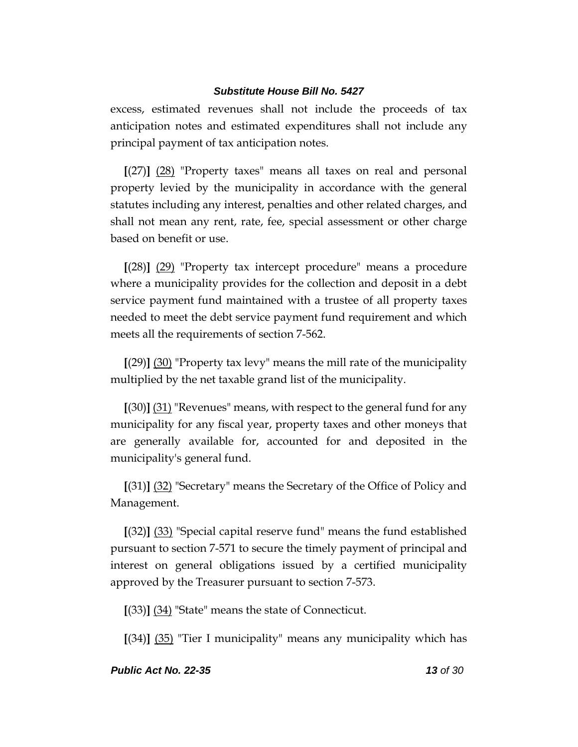excess, estimated revenues shall not include the proceeds of tax anticipation notes and estimated expenditures shall not include any principal payment of tax anticipation notes.

**[**(27)**]** <u>(28)</u> "Property taxes" means all taxes on real and personal property levied by the municipality in accordance with the general statutes including any interest, penalties and other related charges, and shall not mean any rent, rate, fee, special assessment or other charge based on benefit or use.

**[**(28)**]** <u>(29)</u> "Property tax intercept procedure" means a procedure where a municipality provides for the collection and deposit in a debt service payment fund maintained with a trustee of all property taxes needed to meet the debt service payment fund requirement and which meets all the requirements of section 7-562.

**[**(29)**]** <u>(30)</u> "Property tax levy" means the mill rate of the municipality multiplied by the net taxable grand list of the municipality.

**[**(30)**]** <u>(31)</u> "Revenues" means, with respect to the general fund for any municipality for any fiscal year, property taxes and other moneys that are generally available for, accounted for and deposited in the municipality's general fund.

**[**(31)**]** <u>(32)</u> "Secretary" means the Secretary of the Office of Policy and Management.

**[**(32)**]** <u>(33)</u> "Special capital reserve fund" means the fund established pursuant to section 7-571 to secure the timely payment of principal and interest on general obligations issued by a certified municipality approved by the Treasurer pursuant to section 7-573.

**[**(33)**]** <u>(34)</u> "State" means the state of Connecticut.

**[**(34)**]** <u>(35)</u> "Tier I municipality" means any municipality which has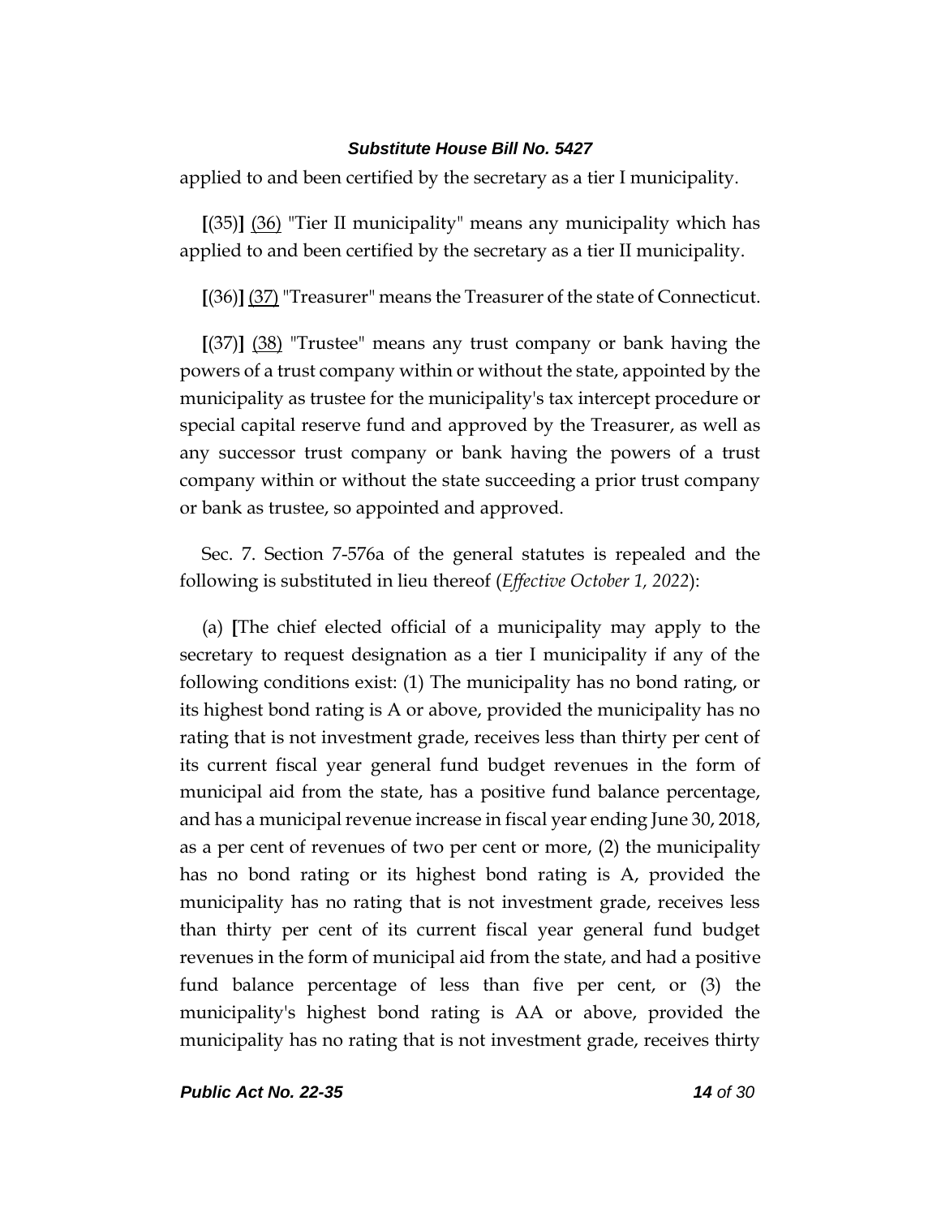applied to and been certified by the secretary as a tier I municipality.

[(35)] (36) "Tier II municipality" means any municipality which has applied to and been certified by the secretary as a tier II municipality.

[(36)] (37) "Treasurer" means the Treasurer of the state of Connecticut.

[(37)] (38) "Trustee" means any trust company or bank having the powers of a trust company within or without the state, appointed by the municipality as trustee for the municipality's tax intercept procedure or special capital reserve fund and approved by the Treasurer, as well as any successor trust company or bank having the powers of a trust company within or without the state succeeding a prior trust company or bank as trustee, so appointed and approved.

Sec. 7. Section 7-576a of the general statutes is repealed and the following is substituted in lieu thereof (*Effective October 1, 2022*):

(a) [The chief elected official of a municipality may apply to the secretary to request designation as a tier I municipality if any of the following conditions exist: (1) The municipality has no bond rating, or its highest bond rating is A or above, provided the municipality has no rating that is not investment grade, receives less than thirty per cent of its current fiscal year general fund budget revenues in the form of municipal aid from the state, has a positive fund balance percentage, and has a municipal revenue increase in fiscal year ending June 30, 2018, as a per cent of revenues of two per cent or more, (2) the municipality has no bond rating or its highest bond rating is A, provided the municipality has no rating that is not investment grade, receives less than thirty per cent of its current fiscal year general fund budget revenues in the form of municipal aid from the state, and had a positive fund balance percentage of less than five per cent, or (3) the municipality's highest bond rating is AA or above, provided the municipality has no rating that is not investment grade, receives thirty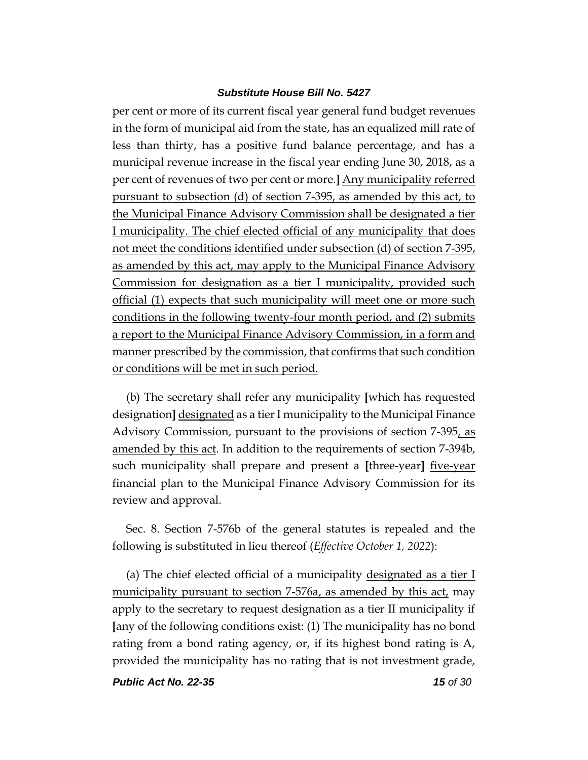per cent or more of its current fiscal year general fund budget revenues in the form of municipal aid from the state, has an equalized mill rate of less than thirty, has a positive fund balance percentage, and has a municipal revenue increase in the fiscal year ending June 30, 2018, as a per cent of revenues of two per cent or more.**]** <u>Any municipality referred pursuant to subsection (d) of section 7-395, as amended by this act, to the Municipal Finance Advisory Commission shall be designated a tier I municipality. The chief elected official of any municipality that does not meet the conditions identified under subsection (d) of section 7-395, as amended by this act, may apply to the Municipal Finance Advisory Commission for designation as a tier I municipality, provided such official (1) expects that such municipality will meet one or more such conditions in the following twenty-four month period, and (2) submits a report to the Municipal Finance Advisory Commission, in a form and manner prescribed by the commission, that confirms that such condition or conditions will be met in such period.</u>

(b) The secretary shall refer any municipality **[**which has requested designation**]** <u>designated</u> as a tier I municipality to the Municipal Finance Advisory Commission, pursuant to the provisions of section 7-395<u>, as amended by this act</u>. In addition to the requirements of section 7-394b, such municipality shall prepare and present a **[**three-year**]** <u>five-year</u> financial plan to the Municipal Finance Advisory Commission for its review and approval.

Sec. 8. Section 7-576b of the general statutes is repealed and the following is substituted in lieu thereof (*Effective October 1, 2022*):

(a) The chief elected official of a municipality <u>designated as a tier I municipality pursuant to section 7-576a, as amended by this act,</u> may apply to the secretary to request designation as a tier II municipality if **[**any of the following conditions exist: (1) The municipality has no bond rating from a bond rating agency, or, if its highest bond rating is A, provided the municipality has no rating that is not investment grade,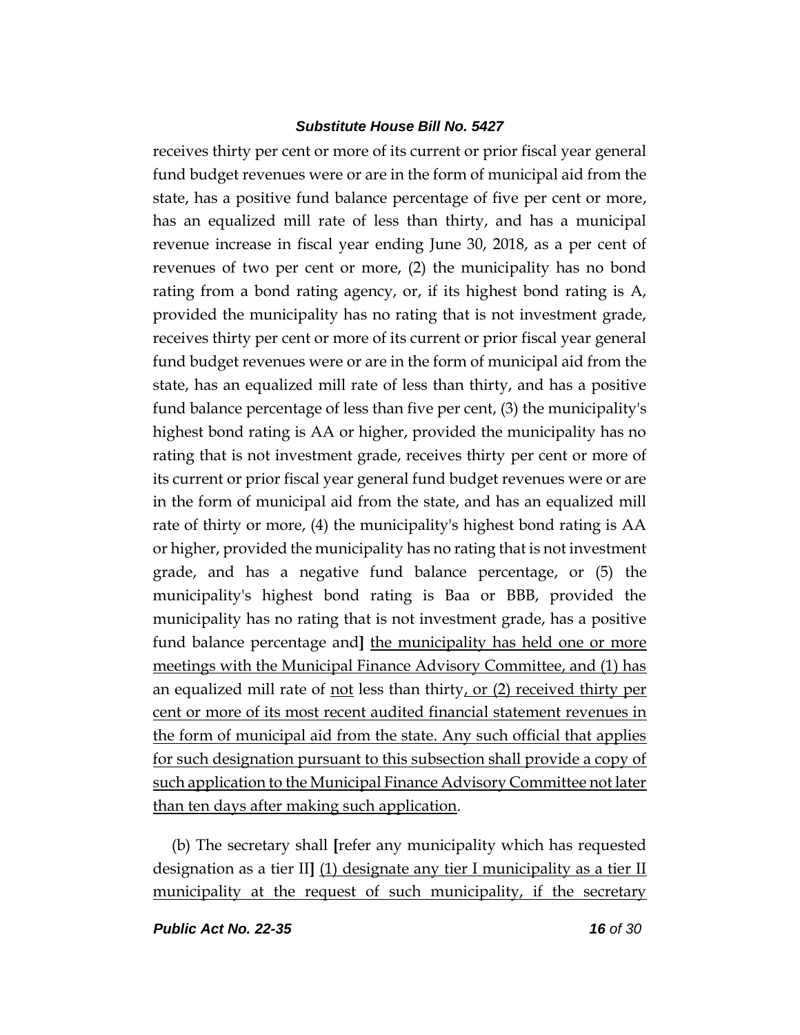receives thirty per cent or more of its current or prior fiscal year general fund budget revenues were or are in the form of municipal aid from the state, has a positive fund balance percentage of five per cent or more, has an equalized mill rate of less than thirty, and has a municipal revenue increase in fiscal year ending June 30, 2018, as a per cent of revenues of two per cent or more, (2) the municipality has no bond rating from a bond rating agency, or, if its highest bond rating is A, provided the municipality has no rating that is not investment grade, receives thirty per cent or more of its current or prior fiscal year general fund budget revenues were or are in the form of municipal aid from the state, has an equalized mill rate of less than thirty, and has a positive fund balance percentage of less than five per cent, (3) the municipality's highest bond rating is AA or higher, provided the municipality has no rating that is not investment grade, receives thirty per cent or more of its current or prior fiscal year general fund budget revenues were or are in the form of municipal aid from the state, and has an equalized mill rate of thirty or more, (4) the municipality's highest bond rating is AA or higher, provided the municipality has no rating that is not investment grade, and has a negative fund balance percentage, or (5) the municipality's highest bond rating is Baa or BBB, provided the municipality has no rating that is not investment grade, has a positive fund balance percentage and**]** <u>the municipality has held one or more meetings with the Municipal Finance Advisory Committee, and (1) has</u> an equalized mill rate of <u>not</u> less than thirty<u>, or (2) received thirty per cent or more of its most recent audited financial statement revenues in the form of municipal aid from the state. Any such official that applies for such designation pursuant to this subsection shall provide a copy of such application to the Municipal Finance Advisory Committee not later than ten days after making such application</u>.

(b) The secretary shall **[**refer any municipality which has requested designation as a tier II**]** <u>(1) designate any tier I municipality as a tier II municipality at the request of such municipality, if the secretary</u>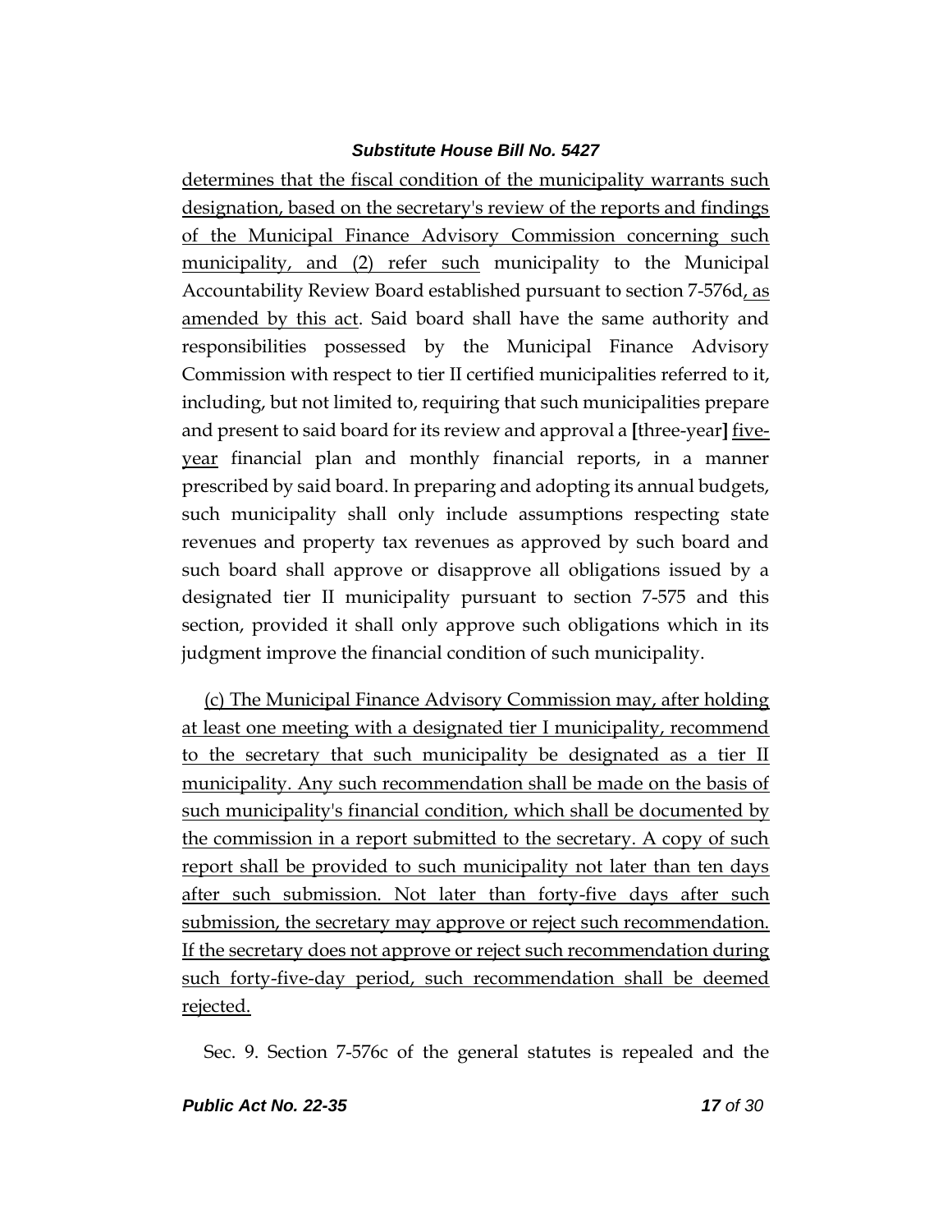determines that the fiscal condition of the municipality warrants such designation, based on the secretary's review of the reports and findings of the Municipal Finance Advisory Commission concerning such municipality, and (2) refer such municipality to the Municipal Accountability Review Board established pursuant to section 7-576d, as amended by this act. Said board shall have the same authority and responsibilities possessed by the Municipal Finance Advisory Commission with respect to tier II certified municipalities referred to it, including, but not limited to, requiring that such municipalities prepare and present to said board for its review and approval a [three-year] five-year financial plan and monthly financial reports, in a manner prescribed by said board. In preparing and adopting its annual budgets, such municipality shall only include assumptions respecting state revenues and property tax revenues as approved by such board and such board shall approve or disapprove all obligations issued by a designated tier II municipality pursuant to section 7-575 and this section, provided it shall only approve such obligations which in its judgment improve the financial condition of such municipality.

(c) The Municipal Finance Advisory Commission may, after holding at least one meeting with a designated tier I municipality, recommend to the secretary that such municipality be designated as a tier II municipality. Any such recommendation shall be made on the basis of such municipality's financial condition, which shall be documented by the commission in a report submitted to the secretary. A copy of such report shall be provided to such municipality not later than ten days after such submission. Not later than forty-five days after such submission, the secretary may approve or reject such recommendation. If the secretary does not approve or reject such recommendation during such forty-five-day period, such recommendation shall be deemed rejected.

Sec. 9. Section 7-576c of the general statutes is repealed and the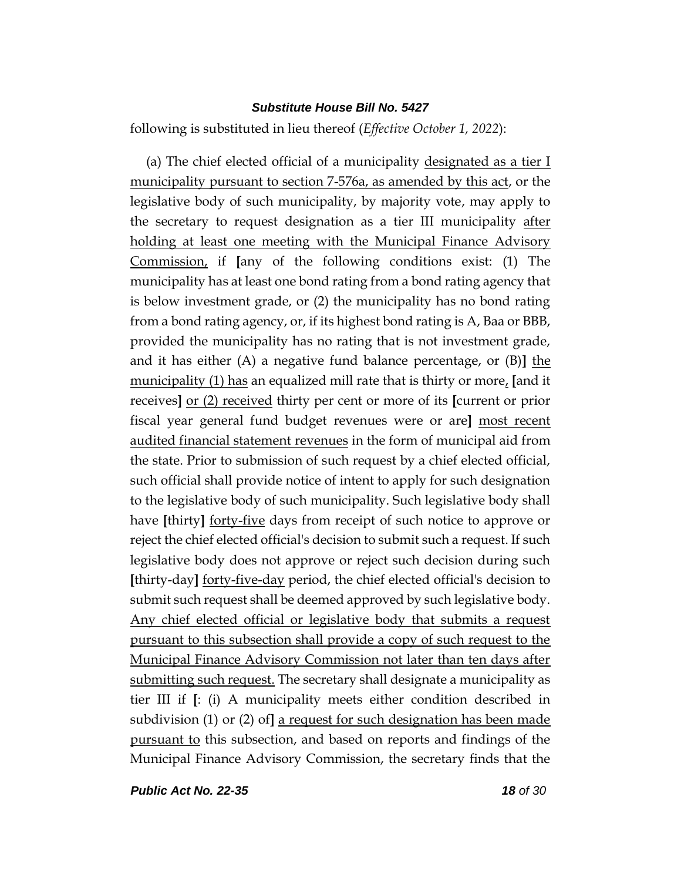following is substituted in lieu thereof (*Effective October 1, 2022*):

(a) The chief elected official of a municipality designated as a tier I municipality pursuant to section 7-576a, as amended by this act, or the legislative body of such municipality, by majority vote, may apply to the secretary to request designation as a tier III municipality after holding at least one meeting with the Municipal Finance Advisory Commission, if **[**any of the following conditions exist: (1) The municipality has at least one bond rating from a bond rating agency that is below investment grade, or (2) the municipality has no bond rating from a bond rating agency, or, if its highest bond rating is A, Baa or BBB, provided the municipality has no rating that is not investment grade, and it has either (A) a negative fund balance percentage, or (B)**]** the municipality (1) has an equalized mill rate that is thirty or more, **[**and it receives**]** or (2) received thirty per cent or more of its **[**current or prior fiscal year general fund budget revenues were or are**]** most recent audited financial statement revenues in the form of municipal aid from the state. Prior to submission of such request by a chief elected official, such official shall provide notice of intent to apply for such designation to the legislative body of such municipality. Such legislative body shall have **[**thirty**]** forty-five days from receipt of such notice to approve or reject the chief elected official's decision to submit such a request. If such legislative body does not approve or reject such decision during such **[**thirty-day**]** forty-five-day period, the chief elected official's decision to submit such request shall be deemed approved by such legislative body. Any chief elected official or legislative body that submits a request pursuant to this subsection shall provide a copy of such request to the Municipal Finance Advisory Commission not later than ten days after submitting such request. The secretary shall designate a municipality as tier III if **[**: (i) A municipality meets either condition described in subdivision (1) or (2) of**]** a request for such designation has been made pursuant to this subsection, and based on reports and findings of the Municipal Finance Advisory Commission, the secretary finds that the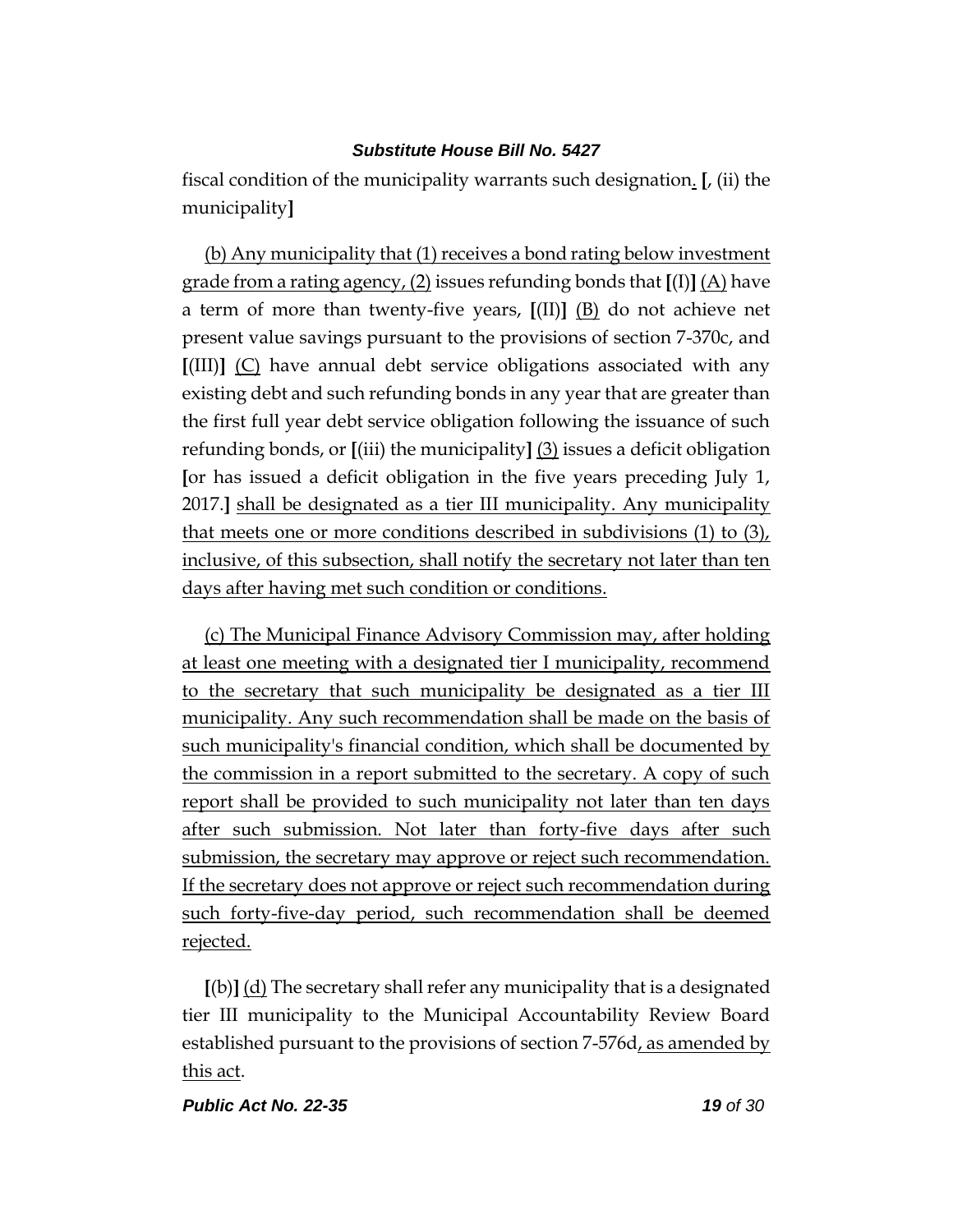fiscal condition of the municipality warrants such designation. [, (ii) the municipality]

(b) Any municipality that (1) receives a bond rating below investment grade from a rating agency, (2) issues refunding bonds that [(I)] (A) have a term of more than twenty-five years, [(II)] (B) do not achieve net present value savings pursuant to the provisions of section 7-370c, and [(III)] (C) have annual debt service obligations associated with any existing debt and such refunding bonds in any year that are greater than the first full year debt service obligation following the issuance of such refunding bonds, or [(iii) the municipality] (3) issues a deficit obligation [or has issued a deficit obligation in the five years preceding July 1, 2017.] shall be designated as a tier III municipality. Any municipality that meets one or more conditions described in subdivisions (1) to (3), inclusive, of this subsection, shall notify the secretary not later than ten days after having met such condition or conditions.

(c) The Municipal Finance Advisory Commission may, after holding at least one meeting with a designated tier I municipality, recommend to the secretary that such municipality be designated as a tier III municipality. Any such recommendation shall be made on the basis of such municipality's financial condition, which shall be documented by the commission in a report submitted to the secretary. A copy of such report shall be provided to such municipality not later than ten days after such submission. Not later than forty-five days after such submission, the secretary may approve or reject such recommendation. If the secretary does not approve or reject such recommendation during such forty-five-day period, such recommendation shall be deemed rejected.

[(b)] (d) The secretary shall refer any municipality that is a designated tier III municipality to the Municipal Accountability Review Board established pursuant to the provisions of section 7-576d, as amended by this act.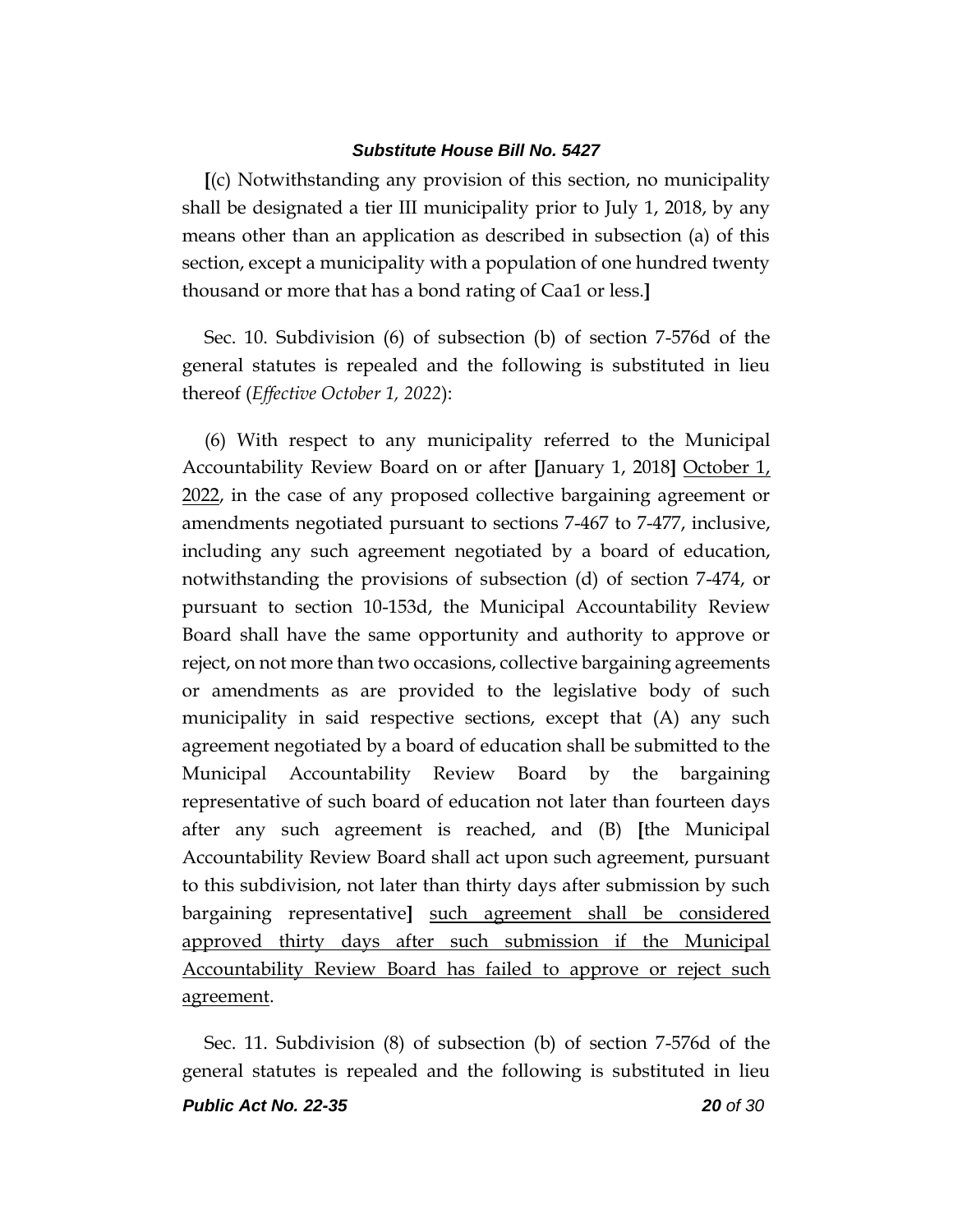[(c) Notwithstanding any provision of this section, no municipality shall be designated a tier III municipality prior to July 1, 2018, by any means other than an application as described in subsection (a) of this section, except a municipality with a population of one hundred twenty thousand or more that has a bond rating of Caa1 or less.]

Sec. 10. Subdivision (6) of subsection (b) of section 7-576d of the general statutes is repealed and the following is substituted in lieu thereof (*Effective October 1, 2022*):

(6) With respect to any municipality referred to the Municipal Accountability Review Board on or after [January 1, 2018] <u>October 1, 2022</u>, in the case of any proposed collective bargaining agreement or amendments negotiated pursuant to sections 7-467 to 7-477, inclusive, including any such agreement negotiated by a board of education, notwithstanding the provisions of subsection (d) of section 7-474, or pursuant to section 10-153d, the Municipal Accountability Review Board shall have the same opportunity and authority to approve or reject, on not more than two occasions, collective bargaining agreements or amendments as are provided to the legislative body of such municipality in said respective sections, except that (A) any such agreement negotiated by a board of education shall be submitted to the Municipal Accountability Review Board by the bargaining representative of such board of education not later than fourteen days after any such agreement is reached, and (B) [the Municipal Accountability Review Board shall act upon such agreement, pursuant to this subdivision, not later than thirty days after submission by such bargaining representative] <u>such agreement shall be considered approved thirty days after such submission if the Municipal Accountability Review Board has failed to approve or reject such agreement</u>.

Sec. 11. Subdivision (8) of subsection (b) of section 7-576d of the general statutes is repealed and the following is substituted in lieu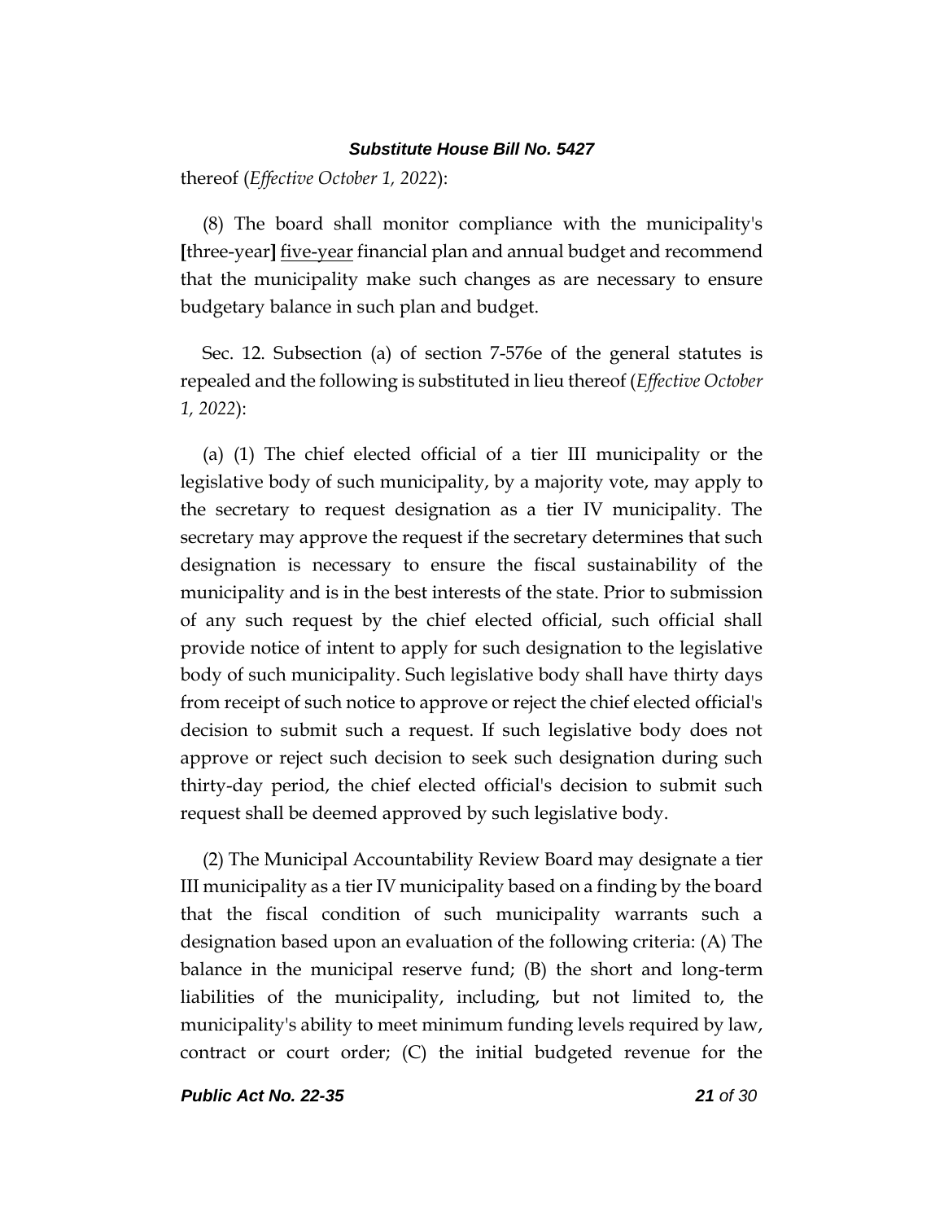thereof (*Effective October 1, 2022*):

(8) The board shall monitor compliance with the municipality's **[**three-year**]** <u>five-year</u> financial plan and annual budget and recommend that the municipality make such changes as are necessary to ensure budgetary balance in such plan and budget.

Sec. 12. Subsection (a) of section 7-576e of the general statutes is repealed and the following is substituted in lieu thereof (*Effective October 1, 2022*):

(a) (1) The chief elected official of a tier III municipality or the legislative body of such municipality, by a majority vote, may apply to the secretary to request designation as a tier IV municipality. The secretary may approve the request if the secretary determines that such designation is necessary to ensure the fiscal sustainability of the municipality and is in the best interests of the state. Prior to submission of any such request by the chief elected official, such official shall provide notice of intent to apply for such designation to the legislative body of such municipality. Such legislative body shall have thirty days from receipt of such notice to approve or reject the chief elected official's decision to submit such a request. If such legislative body does not approve or reject such decision to seek such designation during such thirty-day period, the chief elected official's decision to submit such request shall be deemed approved by such legislative body.

(2) The Municipal Accountability Review Board may designate a tier III municipality as a tier IV municipality based on a finding by the board that the fiscal condition of such municipality warrants such a designation based upon an evaluation of the following criteria: (A) The balance in the municipal reserve fund; (B) the short and long-term liabilities of the municipality, including, but not limited to, the municipality's ability to meet minimum funding levels required by law, contract or court order; (C) the initial budgeted revenue for the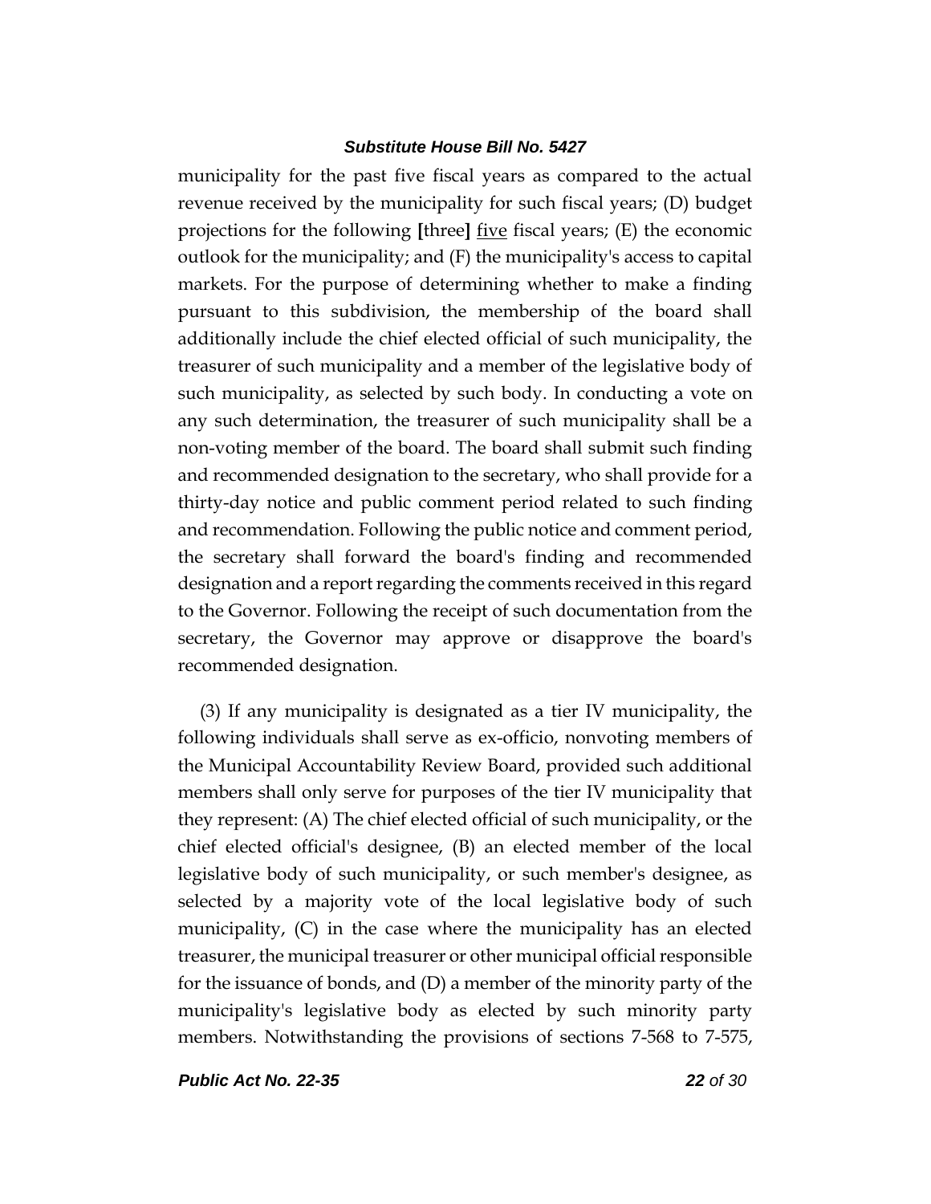municipality for the past five fiscal years as compared to the actual revenue received by the municipality for such fiscal years; (D) budget projections for the following **[**three**]** five fiscal years; (E) the economic outlook for the municipality; and (F) the municipality's access to capital markets. For the purpose of determining whether to make a finding pursuant to this subdivision, the membership of the board shall additionally include the chief elected official of such municipality, the treasurer of such municipality and a member of the legislative body of such municipality, as selected by such body. In conducting a vote on any such determination, the treasurer of such municipality shall be a non-voting member of the board. The board shall submit such finding and recommended designation to the secretary, who shall provide for a thirty-day notice and public comment period related to such finding and recommendation. Following the public notice and comment period, the secretary shall forward the board's finding and recommended designation and a report regarding the comments received in this regard to the Governor. Following the receipt of such documentation from the secretary, the Governor may approve or disapprove the board's recommended designation.

(3) If any municipality is designated as a tier IV municipality, the following individuals shall serve as ex-officio, nonvoting members of the Municipal Accountability Review Board, provided such additional members shall only serve for purposes of the tier IV municipality that they represent: (A) The chief elected official of such municipality, or the chief elected official's designee, (B) an elected member of the local legislative body of such municipality, or such member's designee, as selected by a majority vote of the local legislative body of such municipality, (C) in the case where the municipality has an elected treasurer, the municipal treasurer or other municipal official responsible for the issuance of bonds, and (D) a member of the minority party of the municipality's legislative body as elected by such minority party members. Notwithstanding the provisions of sections 7-568 to 7-575,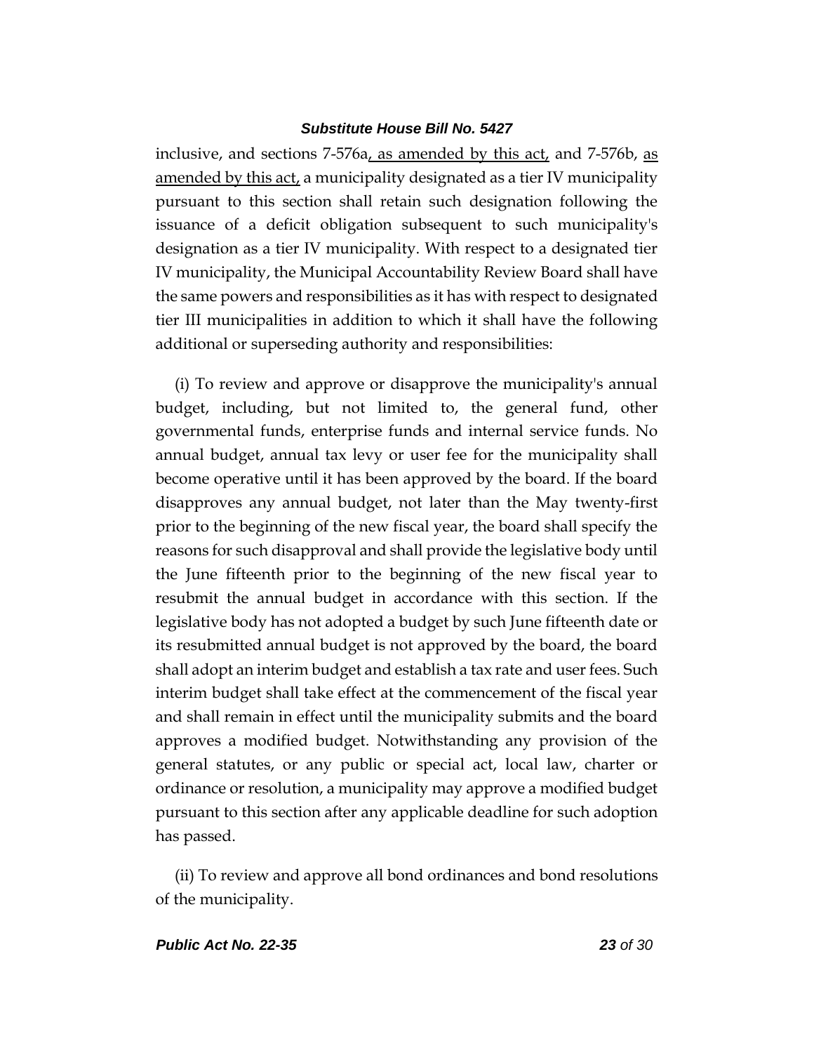inclusive, and sections 7-576a, as amended by this act, and 7-576b, as amended by this act, a municipality designated as a tier IV municipality pursuant to this section shall retain such designation following the issuance of a deficit obligation subsequent to such municipality's designation as a tier IV municipality. With respect to a designated tier IV municipality, the Municipal Accountability Review Board shall have the same powers and responsibilities as it has with respect to designated tier III municipalities in addition to which it shall have the following additional or superseding authority and responsibilities:

(i) To review and approve or disapprove the municipality's annual budget, including, but not limited to, the general fund, other governmental funds, enterprise funds and internal service funds. No annual budget, annual tax levy or user fee for the municipality shall become operative until it has been approved by the board. If the board disapproves any annual budget, not later than the May twenty-first prior to the beginning of the new fiscal year, the board shall specify the reasons for such disapproval and shall provide the legislative body until the June fifteenth prior to the beginning of the new fiscal year to resubmit the annual budget in accordance with this section. If the legislative body has not adopted a budget by such June fifteenth date or its resubmitted annual budget is not approved by the board, the board shall adopt an interim budget and establish a tax rate and user fees. Such interim budget shall take effect at the commencement of the fiscal year and shall remain in effect until the municipality submits and the board approves a modified budget. Notwithstanding any provision of the general statutes, or any public or special act, local law, charter or ordinance or resolution, a municipality may approve a modified budget pursuant to this section after any applicable deadline for such adoption has passed.

(ii) To review and approve all bond ordinances and bond resolutions of the municipality.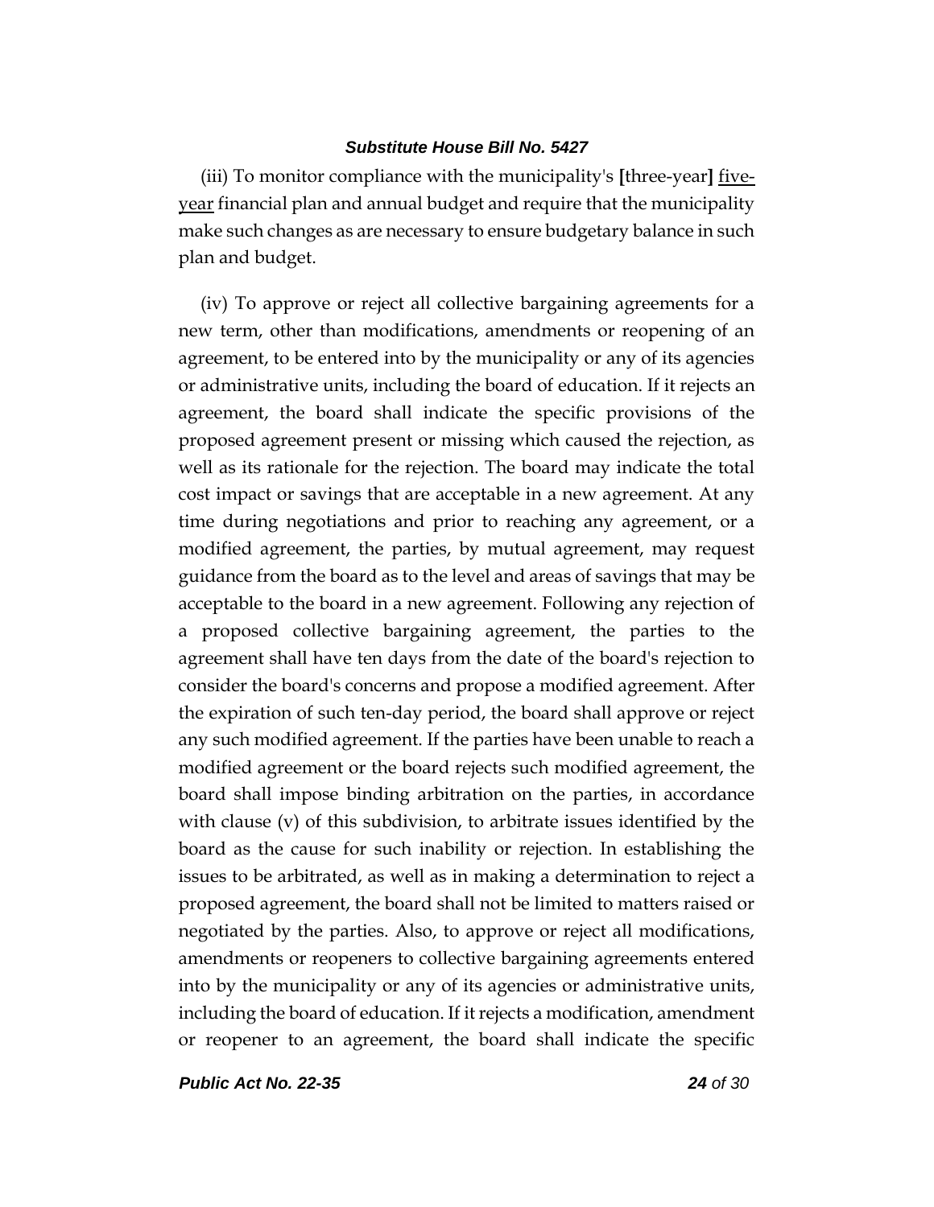(iii) To monitor compliance with the municipality's [three-year] five-year financial plan and annual budget and require that the municipality make such changes as are necessary to ensure budgetary balance in such plan and budget.

(iv) To approve or reject all collective bargaining agreements for a new term, other than modifications, amendments or reopening of an agreement, to be entered into by the municipality or any of its agencies or administrative units, including the board of education. If it rejects an agreement, the board shall indicate the specific provisions of the proposed agreement present or missing which caused the rejection, as well as its rationale for the rejection. The board may indicate the total cost impact or savings that are acceptable in a new agreement. At any time during negotiations and prior to reaching any agreement, or a modified agreement, the parties, by mutual agreement, may request guidance from the board as to the level and areas of savings that may be acceptable to the board in a new agreement. Following any rejection of a proposed collective bargaining agreement, the parties to the agreement shall have ten days from the date of the board's rejection to consider the board's concerns and propose a modified agreement. After the expiration of such ten-day period, the board shall approve or reject any such modified agreement. If the parties have been unable to reach a modified agreement or the board rejects such modified agreement, the board shall impose binding arbitration on the parties, in accordance with clause (v) of this subdivision, to arbitrate issues identified by the board as the cause for such inability or rejection. In establishing the issues to be arbitrated, as well as in making a determination to reject a proposed agreement, the board shall not be limited to matters raised or negotiated by the parties. Also, to approve or reject all modifications, amendments or reopeners to collective bargaining agreements entered into by the municipality or any of its agencies or administrative units, including the board of education. If it rejects a modification, amendment or reopener to an agreement, the board shall indicate the specific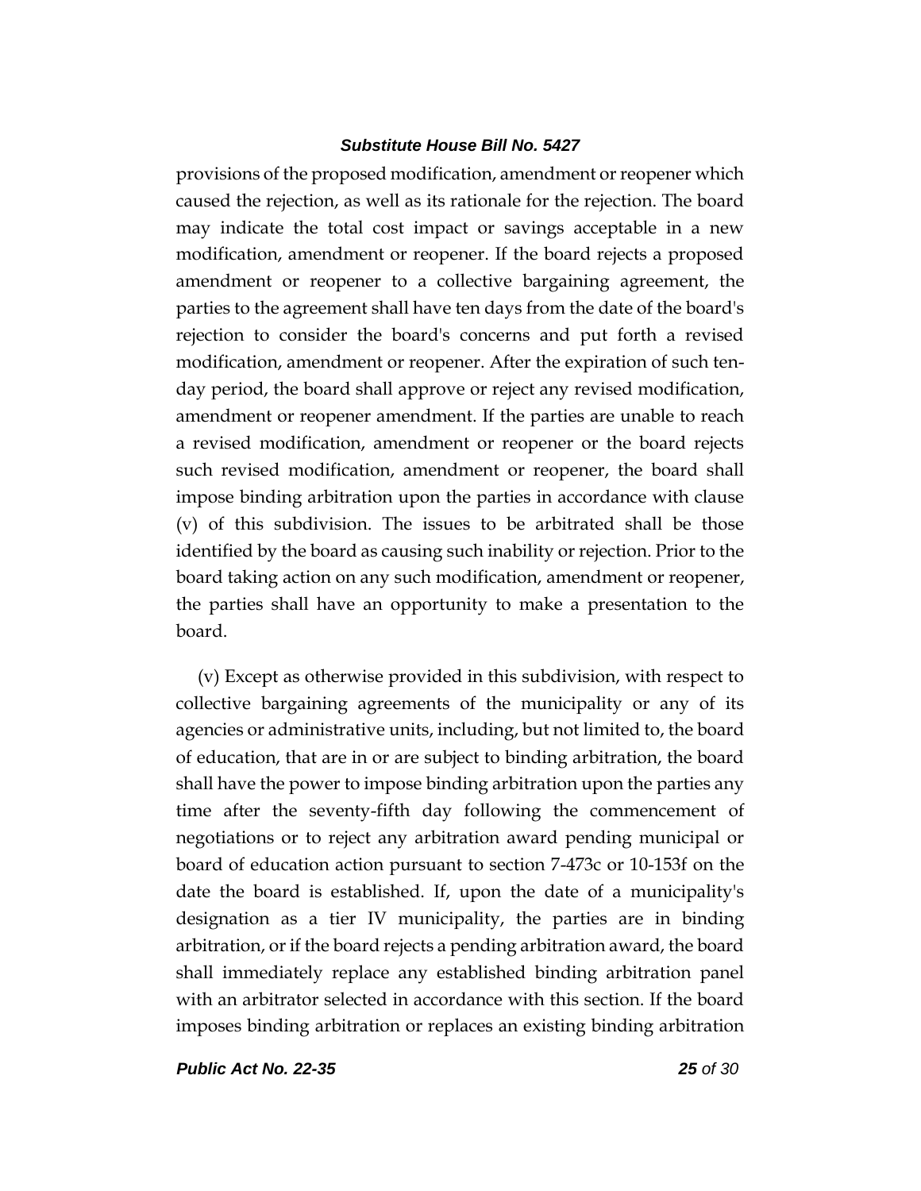provisions of the proposed modification, amendment or reopener which caused the rejection, as well as its rationale for the rejection. The board may indicate the total cost impact or savings acceptable in a new modification, amendment or reopener. If the board rejects a proposed amendment or reopener to a collective bargaining agreement, the parties to the agreement shall have ten days from the date of the board's rejection to consider the board's concerns and put forth a revised modification, amendment or reopener. After the expiration of such ten-day period, the board shall approve or reject any revised modification, amendment or reopener amendment. If the parties are unable to reach a revised modification, amendment or reopener or the board rejects such revised modification, amendment or reopener, the board shall impose binding arbitration upon the parties in accordance with clause (v) of this subdivision. The issues to be arbitrated shall be those identified by the board as causing such inability or rejection. Prior to the board taking action on any such modification, amendment or reopener, the parties shall have an opportunity to make a presentation to the board.

(v) Except as otherwise provided in this subdivision, with respect to collective bargaining agreements of the municipality or any of its agencies or administrative units, including, but not limited to, the board of education, that are in or are subject to binding arbitration, the board shall have the power to impose binding arbitration upon the parties any time after the seventy-fifth day following the commencement of negotiations or to reject any arbitration award pending municipal or board of education action pursuant to section 7-473c or 10-153f on the date the board is established. If, upon the date of a municipality's designation as a tier IV municipality, the parties are in binding arbitration, or if the board rejects a pending arbitration award, the board shall immediately replace any established binding arbitration panel with an arbitrator selected in accordance with this section. If the board imposes binding arbitration or replaces an existing binding arbitration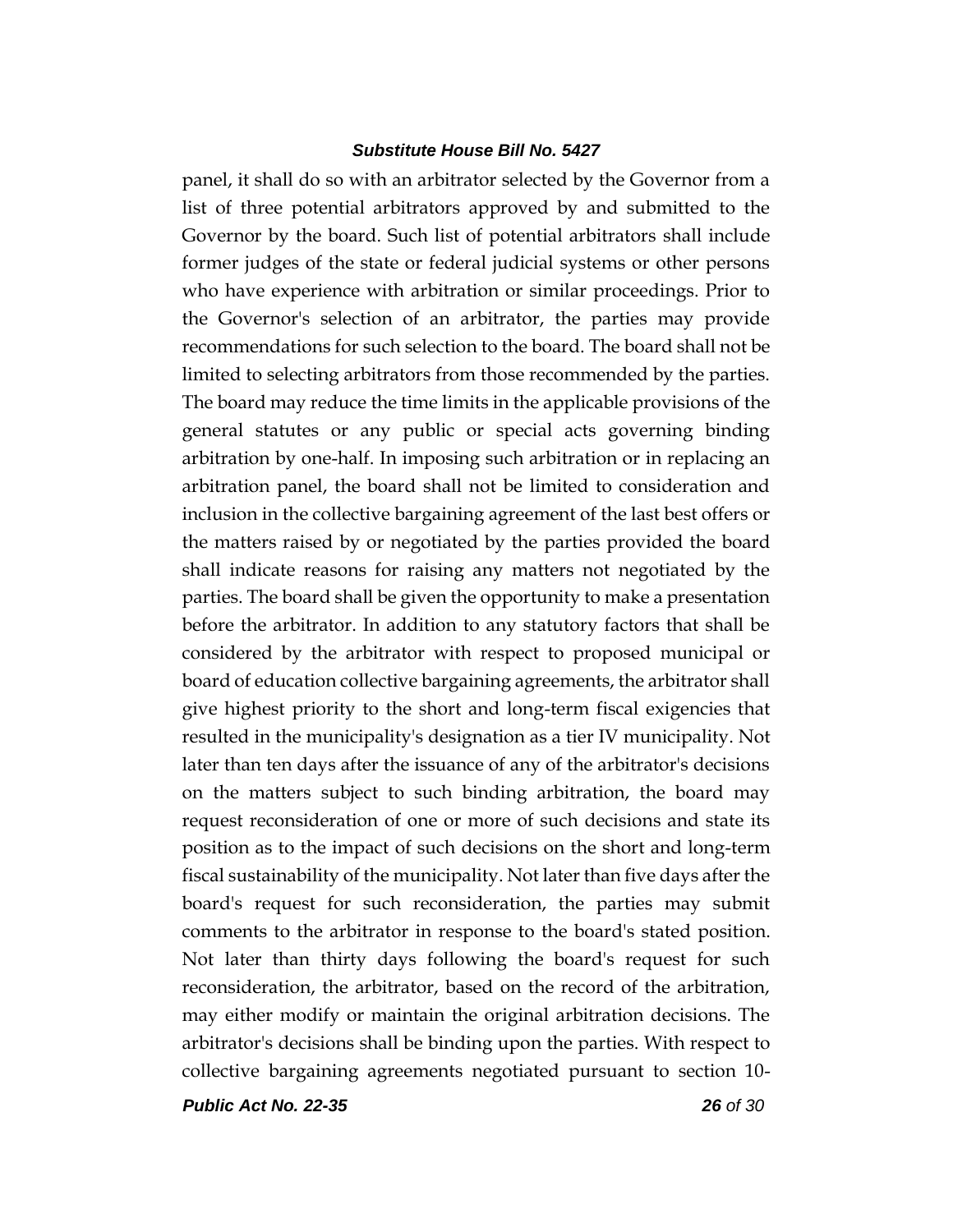panel, it shall do so with an arbitrator selected by the Governor from a list of three potential arbitrators approved by and submitted to the Governor by the board. Such list of potential arbitrators shall include former judges of the state or federal judicial systems or other persons who have experience with arbitration or similar proceedings. Prior to the Governor's selection of an arbitrator, the parties may provide recommendations for such selection to the board. The board shall not be limited to selecting arbitrators from those recommended by the parties. The board may reduce the time limits in the applicable provisions of the general statutes or any public or special acts governing binding arbitration by one-half. In imposing such arbitration or in replacing an arbitration panel, the board shall not be limited to consideration and inclusion in the collective bargaining agreement of the last best offers or the matters raised by or negotiated by the parties provided the board shall indicate reasons for raising any matters not negotiated by the parties. The board shall be given the opportunity to make a presentation before the arbitrator. In addition to any statutory factors that shall be considered by the arbitrator with respect to proposed municipal or board of education collective bargaining agreements, the arbitrator shall give highest priority to the short and long-term fiscal exigencies that resulted in the municipality's designation as a tier IV municipality. Not later than ten days after the issuance of any of the arbitrator's decisions on the matters subject to such binding arbitration, the board may request reconsideration of one or more of such decisions and state its position as to the impact of such decisions on the short and long-term fiscal sustainability of the municipality. Not later than five days after the board's request for such reconsideration, the parties may submit comments to the arbitrator in response to the board's stated position. Not later than thirty days following the board's request for such reconsideration, the arbitrator, based on the record of the arbitration, may either modify or maintain the original arbitration decisions. The arbitrator's decisions shall be binding upon the parties. With respect to collective bargaining agreements negotiated pursuant to section 10-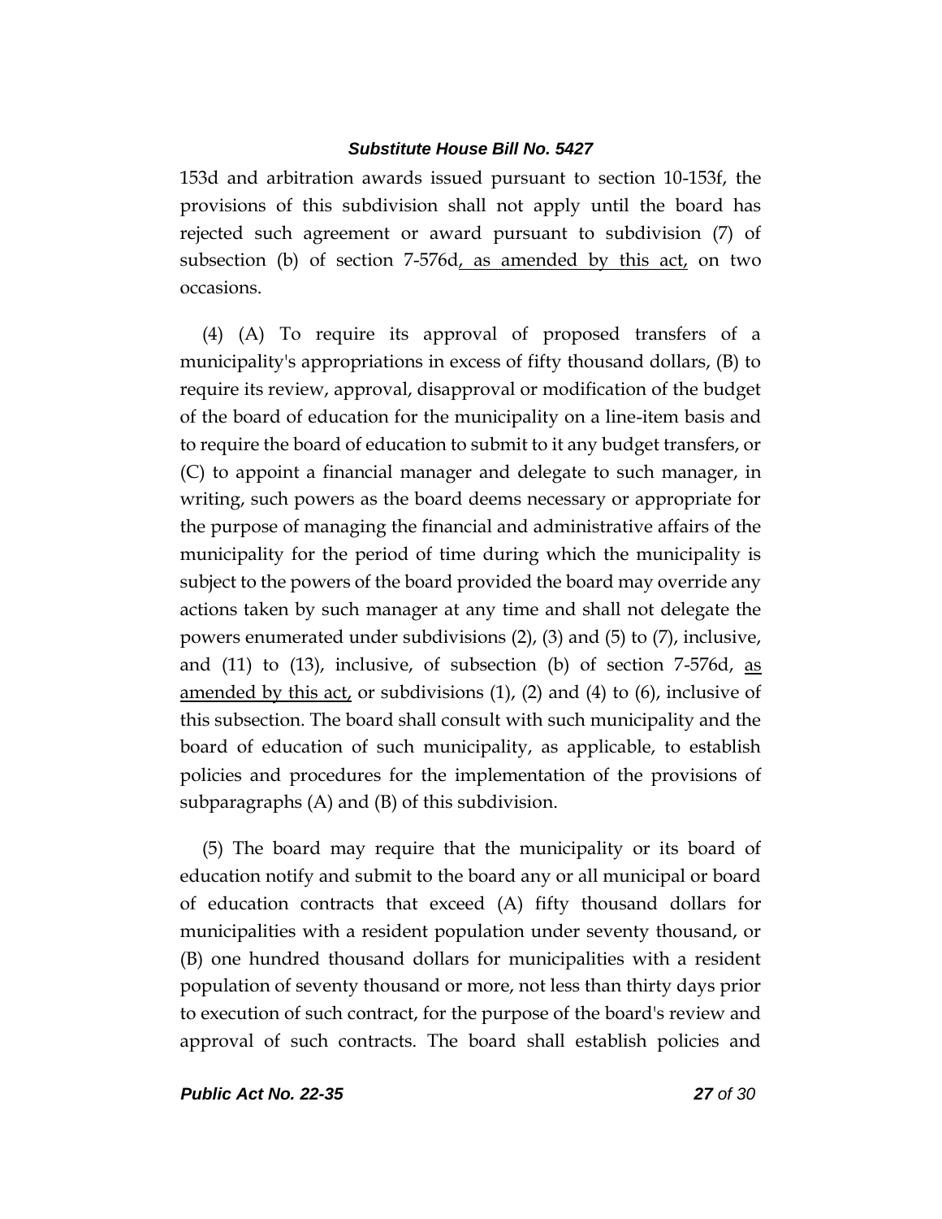153d and arbitration awards issued pursuant to section 10-153f, the provisions of this subdivision shall not apply until the board has rejected such agreement or award pursuant to subdivision (7) of subsection (b) of section 7-576d, as amended by this act, on two occasions.

(4) (A) To require its approval of proposed transfers of a municipality's appropriations in excess of fifty thousand dollars, (B) to require its review, approval, disapproval or modification of the budget of the board of education for the municipality on a line-item basis and to require the board of education to submit to it any budget transfers, or (C) to appoint a financial manager and delegate to such manager, in writing, such powers as the board deems necessary or appropriate for the purpose of managing the financial and administrative affairs of the municipality for the period of time during which the municipality is subject to the powers of the board provided the board may override any actions taken by such manager at any time and shall not delegate the powers enumerated under subdivisions (2), (3) and (5) to (7), inclusive, and (11) to (13), inclusive, of subsection (b) of section 7-576d, as amended by this act, or subdivisions (1), (2) and (4) to (6), inclusive of this subsection. The board shall consult with such municipality and the board of education of such municipality, as applicable, to establish policies and procedures for the implementation of the provisions of subparagraphs (A) and (B) of this subdivision.

(5) The board may require that the municipality or its board of education notify and submit to the board any or all municipal or board of education contracts that exceed (A) fifty thousand dollars for municipalities with a resident population under seventy thousand, or (B) one hundred thousand dollars for municipalities with a resident population of seventy thousand or more, not less than thirty days prior to execution of such contract, for the purpose of the board's review and approval of such contracts. The board shall establish policies and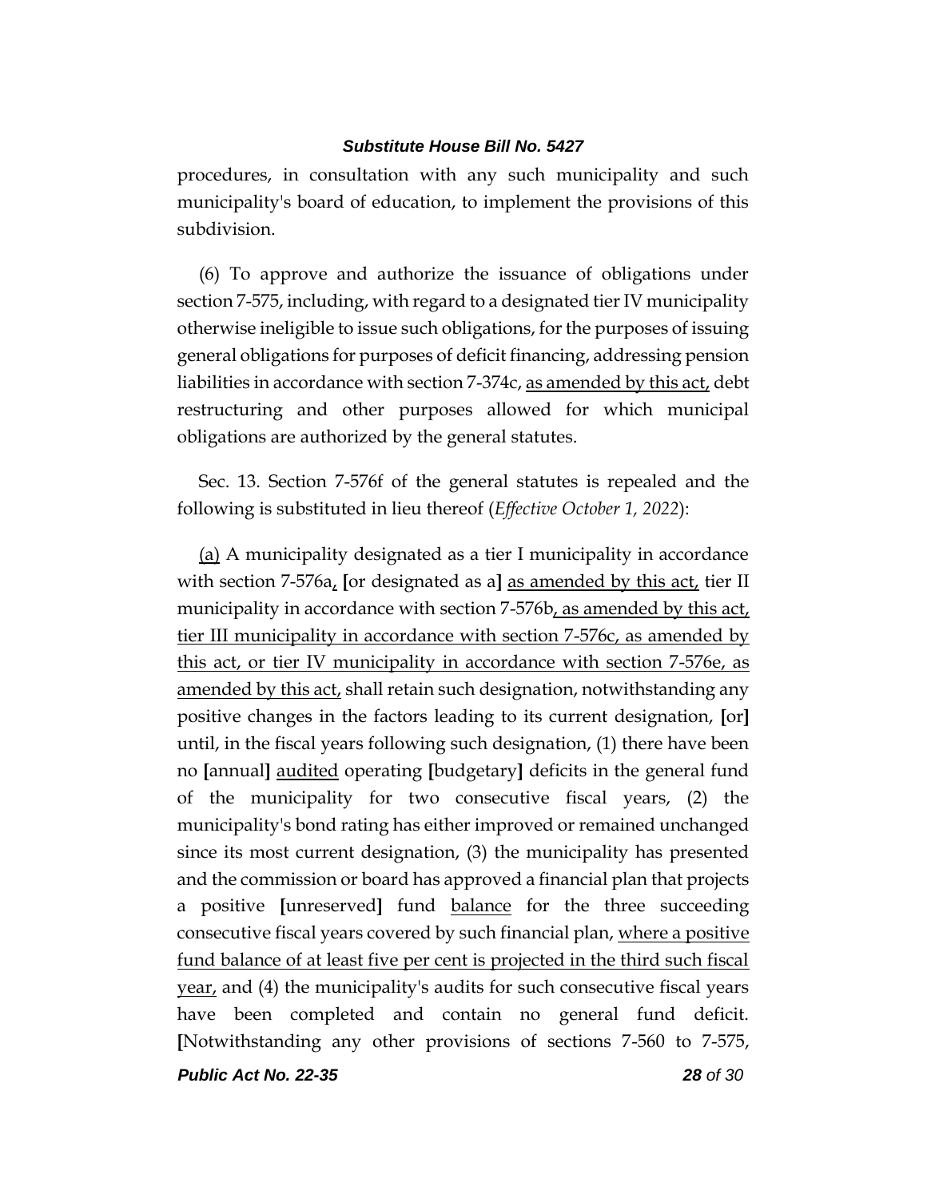procedures, in consultation with any such municipality and such municipality's board of education, to implement the provisions of this subdivision.

(6) To approve and authorize the issuance of obligations under section 7-575, including, with regard to a designated tier IV municipality otherwise ineligible to issue such obligations, for the purposes of issuing general obligations for purposes of deficit financing, addressing pension liabilities in accordance with section 7-374c, <u>as amended by this act,</u> debt restructuring and other purposes allowed for which municipal obligations are authorized by the general statutes.

Sec. 13. Section 7-576f of the general statutes is repealed and the following is substituted in lieu thereof (*Effective October 1, 2022*):

<u>(a)</u> A municipality designated as a tier I municipality in accordance with section 7-576a<u>,</u> **[**or designated as a**]** <u>as amended by this act,</u> tier II municipality in accordance with section 7-576b<u>, as amended by this act, tier III municipality in accordance with section 7-576c, as amended by this act, or tier IV municipality in accordance with section 7-576e, as amended by this act,</u> shall retain such designation, notwithstanding any positive changes in the factors leading to its current designation, **[**or**]** until, in the fiscal years following such designation, (1) there have been no **[**annual**]** <u>audited</u> operating **[**budgetary**]** deficits in the general fund of the municipality for two consecutive fiscal years, (2) the municipality's bond rating has either improved or remained unchanged since its most current designation, (3) the municipality has presented and the commission or board has approved a financial plan that projects a positive **[**unreserved**]** fund <u>balance</u> for the three succeeding consecutive fiscal years covered by such financial plan, <u>where a positive fund balance of at least five per cent is projected in the third such fiscal year,</u> and (4) the municipality's audits for such consecutive fiscal years have been completed and contain no general fund deficit. **[**Notwithstanding any other provisions of sections 7-560 to 7-575,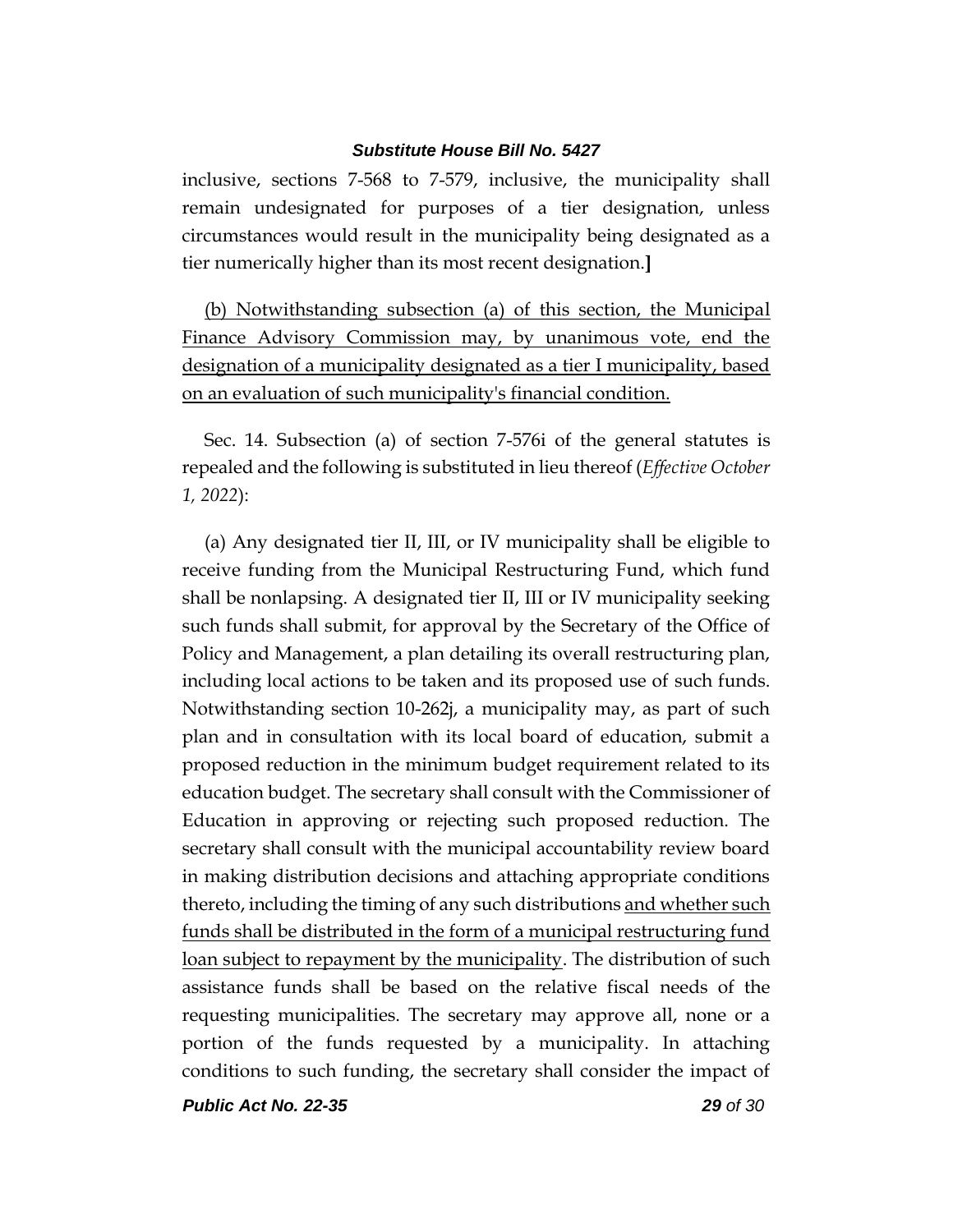inclusive, sections 7-568 to 7-579, inclusive, the municipality shall remain undesignated for purposes of a tier designation, unless circumstances would result in the municipality being designated as a tier numerically higher than its most recent designation.]

<u>(b) Notwithstanding subsection (a) of this section, the Municipal Finance Advisory Commission may, by unanimous vote, end the designation of a municipality designated as a tier I municipality, based on an evaluation of such municipality's financial condition.</u>

Sec. 14. Subsection (a) of section 7-576i of the general statutes is repealed and the following is substituted in lieu thereof (*Effective October 1, 2022*):

(a) Any designated tier II, III, or IV municipality shall be eligible to receive funding from the Municipal Restructuring Fund, which fund shall be nonlapsing. A designated tier II, III or IV municipality seeking such funds shall submit, for approval by the Secretary of the Office of Policy and Management, a plan detailing its overall restructuring plan, including local actions to be taken and its proposed use of such funds. Notwithstanding section 10-262j, a municipality may, as part of such plan and in consultation with its local board of education, submit a proposed reduction in the minimum budget requirement related to its education budget. The secretary shall consult with the Commissioner of Education in approving or rejecting such proposed reduction. The secretary shall consult with the municipal accountability review board in making distribution decisions and attaching appropriate conditions thereto, including the timing of any such distributions <u>and whether such funds shall be distributed in the form of a municipal restructuring fund loan subject to repayment by the municipality</u>. The distribution of such assistance funds shall be based on the relative fiscal needs of the requesting municipalities. The secretary may approve all, none or a portion of the funds requested by a municipality. In attaching conditions to such funding, the secretary shall consider the impact of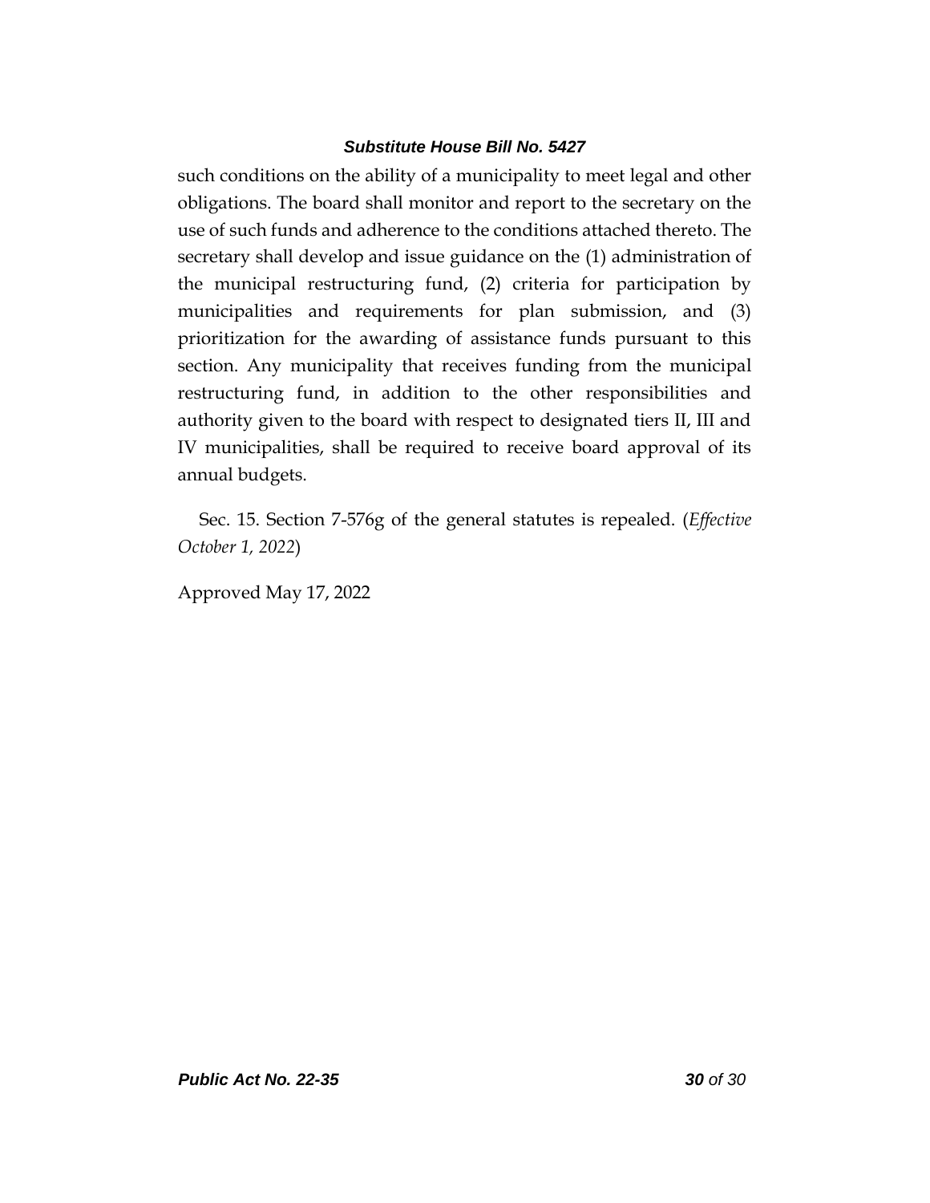such conditions on the ability of a municipality to meet legal and other obligations. The board shall monitor and report to the secretary on the use of such funds and adherence to the conditions attached thereto. The secretary shall develop and issue guidance on the (1) administration of the municipal restructuring fund, (2) criteria for participation by municipalities and requirements for plan submission, and (3) prioritization for the awarding of assistance funds pursuant to this section. Any municipality that receives funding from the municipal restructuring fund, in addition to the other responsibilities and authority given to the board with respect to designated tiers II, III and IV municipalities, shall be required to receive board approval of its annual budgets.

Sec. 15. Section 7-576g of the general statutes is repealed. (*Effective October 1, 2022*)

Approved May 17, 2022